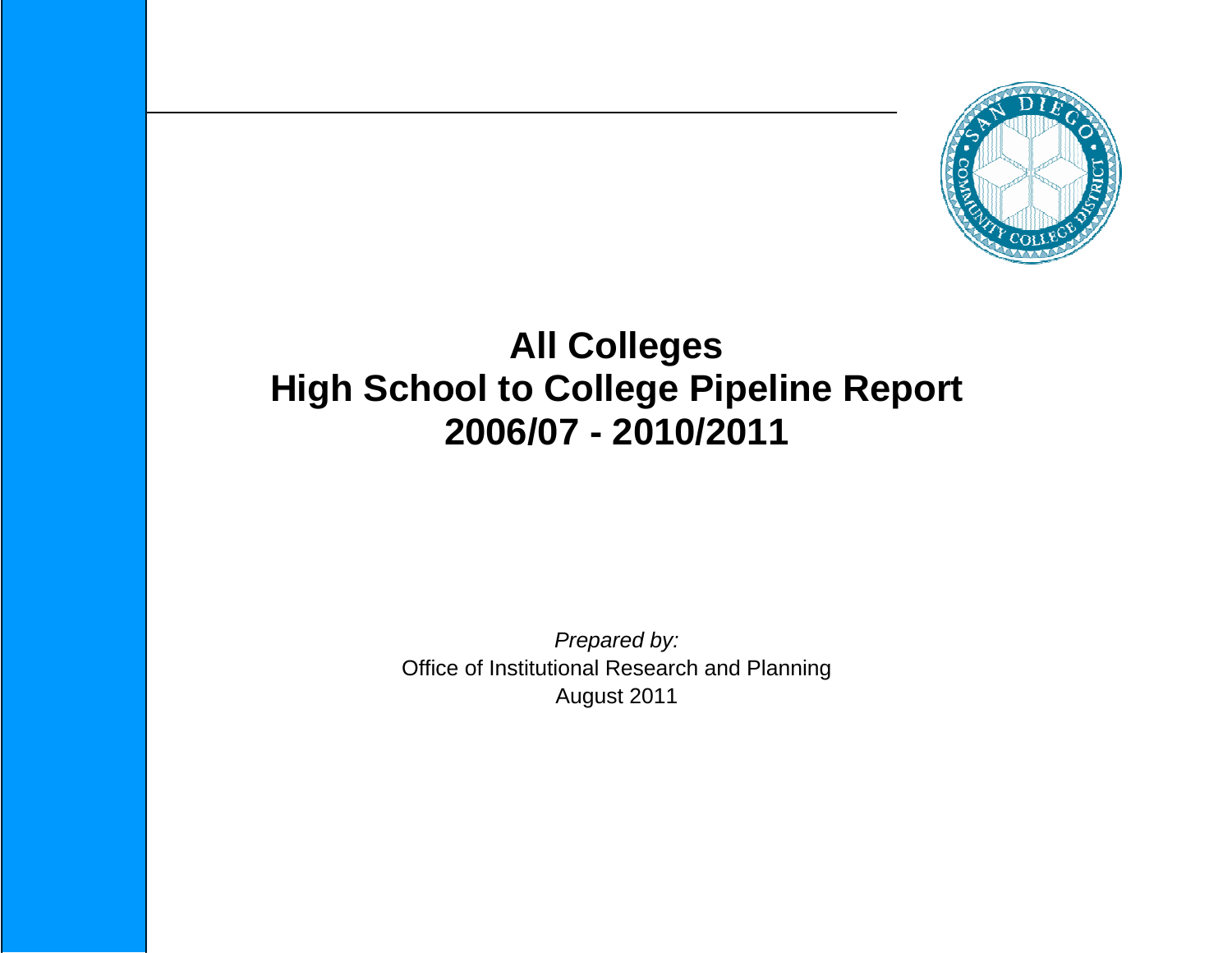# All Colleges
# High School to College Pipeline Report
# 2006/07 - 2010/2011

*Prepared by:*

Office of Institutional Research and Planning

August 2011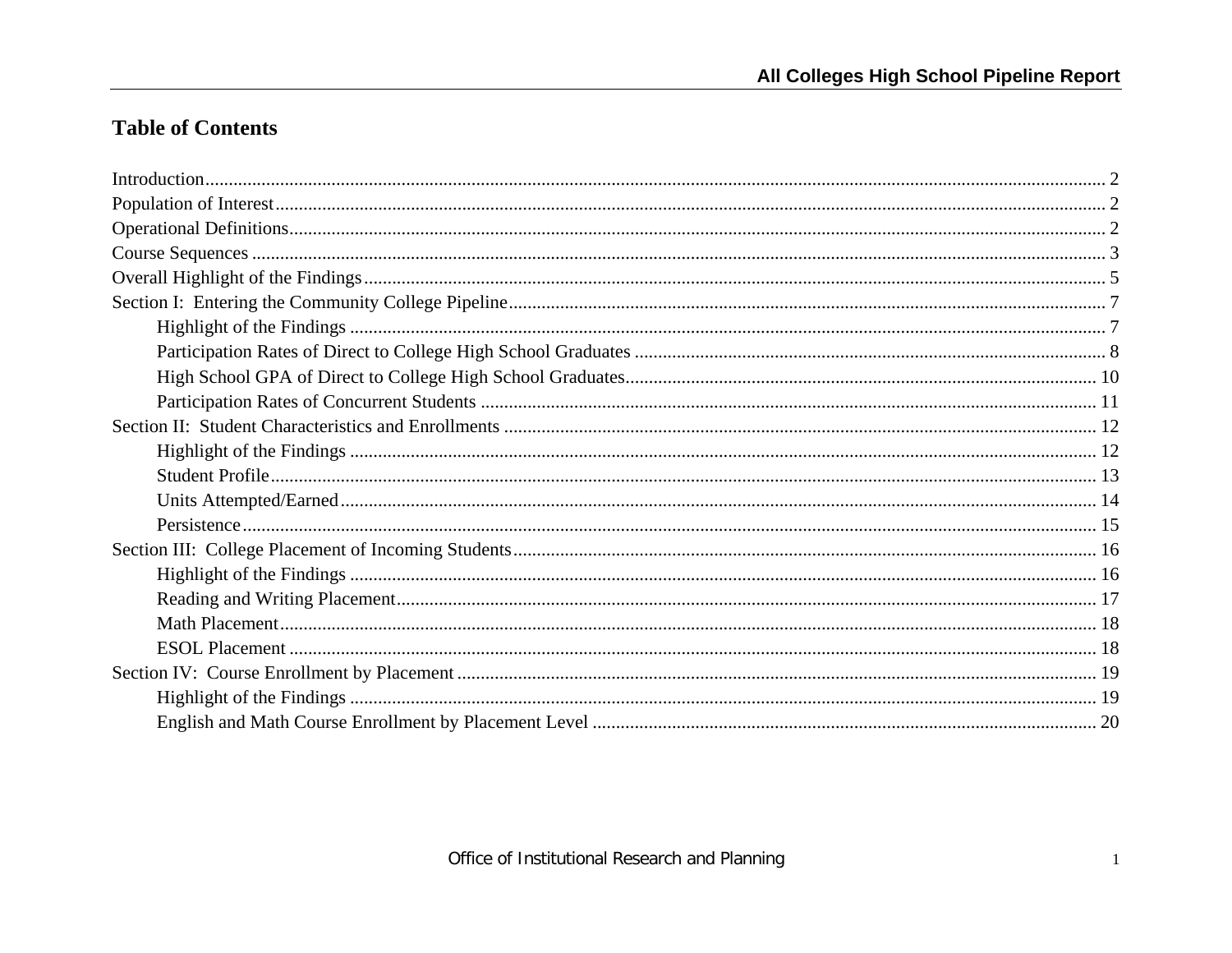# Table of Contents

Introduction .................................................................................................................................................................. 2
Population of Interest ................................................................................................................................................. 2
Operational Definitions ............................................................................................................................................... 2
Course Sequences ...................................................................................................................................................... 3
Overall Highlight of the Findings ............................................................................................................................... 5
Section I: Entering the Community College Pipeline ................................................................................................. 7
- Highlight of the Findings ..................................................................................................................................... 7
- Participation Rates of Direct to College High School Graduates ......................................................................... 8
- High School GPA of Direct to College High School Graduates ........................................................................ 10
- Participation Rates of Concurrent Students ...................................................................................................... 11

Section II: Student Characteristics and Enrollments ................................................................................................ 12
- Highlight of the Findings ................................................................................................................................... 12
- Student Profile .................................................................................................................................................... 13
- Units Attempted/Earned ..................................................................................................................................... 14
- Persistence ......................................................................................................................................................... 15

Section III: College Placement of Incoming Students .............................................................................................. 16
- Highlight of the Findings ................................................................................................................................... 16
- Reading and Writing Placement ......................................................................................................................... 17
- Math Placement .................................................................................................................................................. 18
- ESOL Placement ................................................................................................................................................ 18

Section IV: Course Enrollment by Placement ........................................................................................................... 19
- Highlight of the Findings ................................................................................................................................... 19
- English and Math Course Enrollment by Placement Level ................................................................................ 20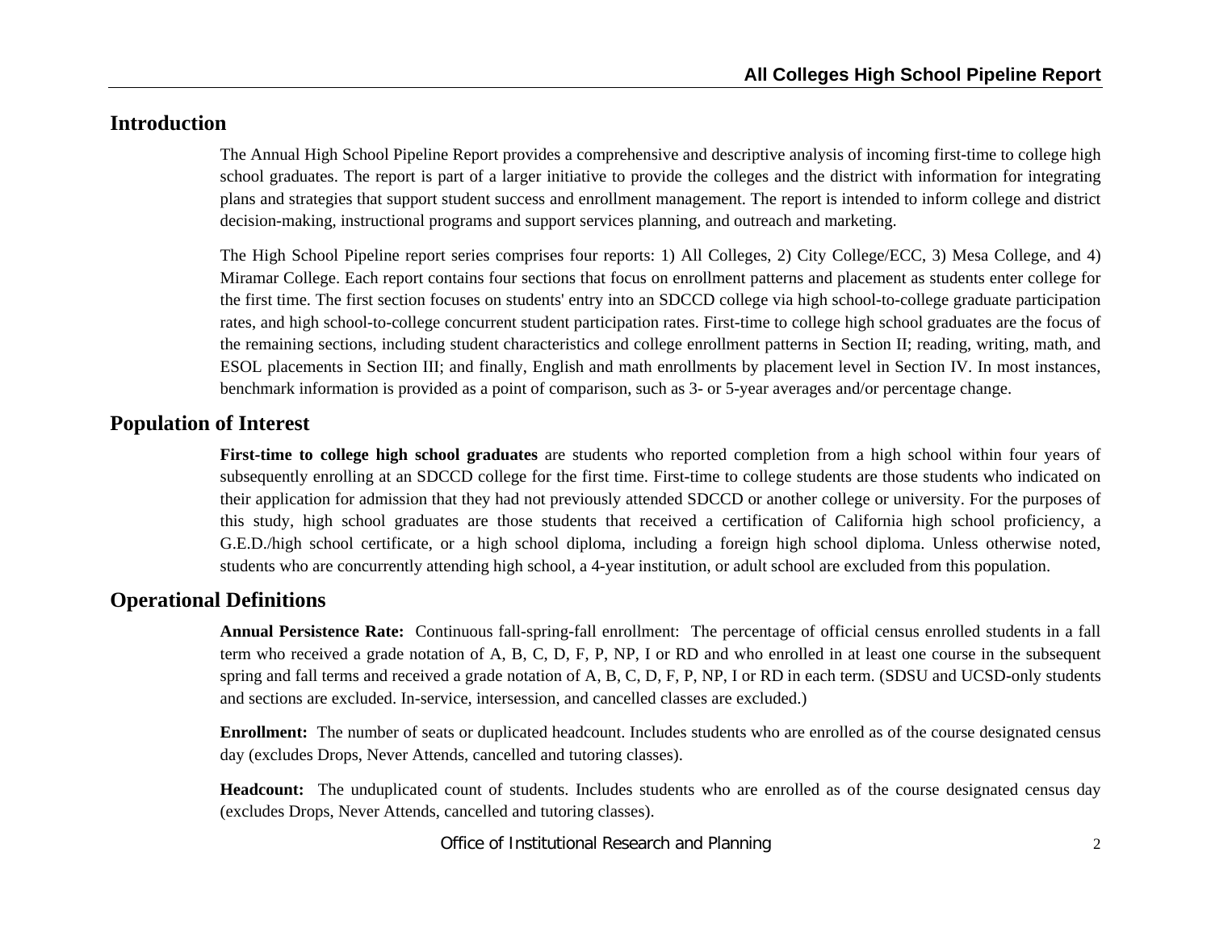## Introduction

The Annual High School Pipeline Report provides a comprehensive and descriptive analysis of incoming first-time to college high school graduates. The report is part of a larger initiative to provide the colleges and the district with information for integrating plans and strategies that support student success and enrollment management. The report is intended to inform college and district decision-making, instructional programs and support services planning, and outreach and marketing.

The High School Pipeline report series comprises four reports: 1) All Colleges, 2) City College/ECC, 3) Mesa College, and 4) Miramar College. Each report contains four sections that focus on enrollment patterns and placement as students enter college for the first time. The first section focuses on students' entry into an SDCCD college via high school-to-college graduate participation rates, and high school-to-college concurrent student participation rates. First-time to college high school graduates are the focus of the remaining sections, including student characteristics and college enrollment patterns in Section II; reading, writing, math, and ESOL placements in Section III; and finally, English and math enrollments by placement level in Section IV. In most instances, benchmark information is provided as a point of comparison, such as 3- or 5-year averages and/or percentage change.

## Population of Interest

**First-time to college high school graduates** are students who reported completion from a high school within four years of subsequently enrolling at an SDCCD college for the first time. First-time to college students are those students who indicated on their application for admission that they had not previously attended SDCCD or another college or university. For the purposes of this study, high school graduates are those students that received a certification of California high school proficiency, a G.E.D./high school certificate, or a high school diploma, including a foreign high school diploma. Unless otherwise noted, students who are concurrently attending high school, a 4-year institution, or adult school are excluded from this population.

## Operational Definitions

**Annual Persistence Rate:** Continuous fall-spring-fall enrollment: The percentage of official census enrolled students in a fall term who received a grade notation of A, B, C, D, F, P, NP, I or RD and who enrolled in at least one course in the subsequent spring and fall terms and received a grade notation of A, B, C, D, F, P, NP, I or RD in each term. (SDSU and UCSD-only students and sections are excluded. In-service, intersession, and cancelled classes are excluded.)

**Enrollment:** The number of seats or duplicated headcount. Includes students who are enrolled as of the course designated census day (excludes Drops, Never Attends, cancelled and tutoring classes).

**Headcount:** The unduplicated count of students. Includes students who are enrolled as of the course designated census day (excludes Drops, Never Attends, cancelled and tutoring classes).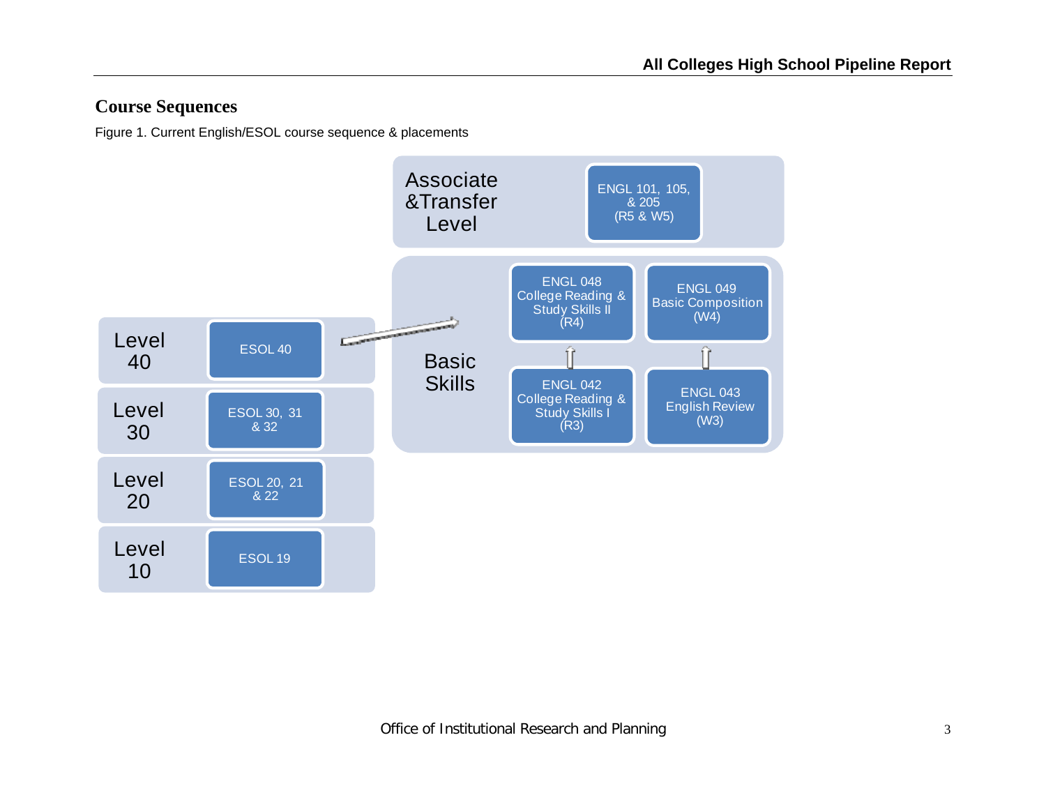## Course Sequences

Figure 1. Current English/ESOL course sequence & placements

**Associate & Transfer Level**
- ENGL 101, 105, & 205 (R5 & W5)

**Basic Skills**
- ENGL 048 College Reading & Study Skills II (R4)
- ENGL 049 Basic Composition (W4)
- ENGL 042 College Reading & Study Skills I (R3)
- ENGL 043 English Review (W3)

**Level 40**
- ESOL 40

**Level 30**
- ESOL 30, 31 & 32

**Level 20**
- ESOL 20, 21 & 22

**Level 10**
- ESOL 19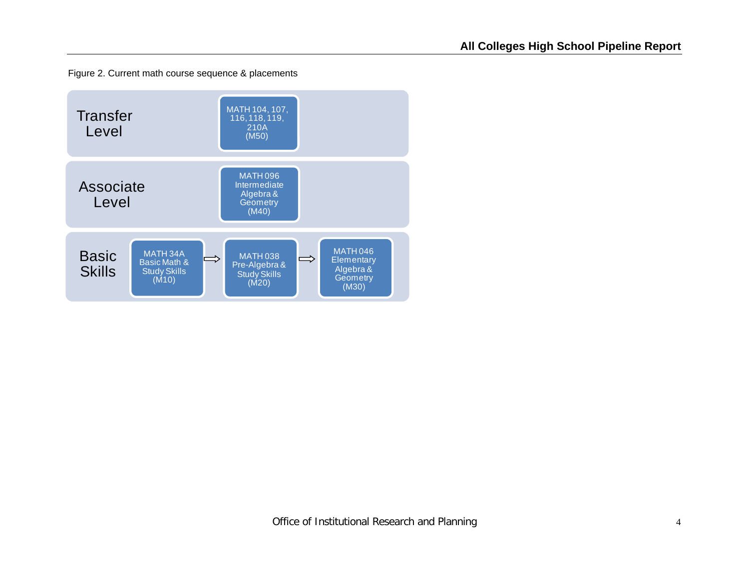Figure 2. Current math course sequence & placements

**Transfer Level**

- MATH 104, 107, 116, 118, 119, 210A (M50)

**Associate Level**

- MATH 096 Intermediate Algebra & Geometry (M40)

**Basic Skills**

- MATH 34A Basic Math & Study Skills (M10) ⇨ MATH 038 Pre-Algebra & Study Skills (M20) ⇨ MATH 046 Elementary Algebra & Geometry (M30)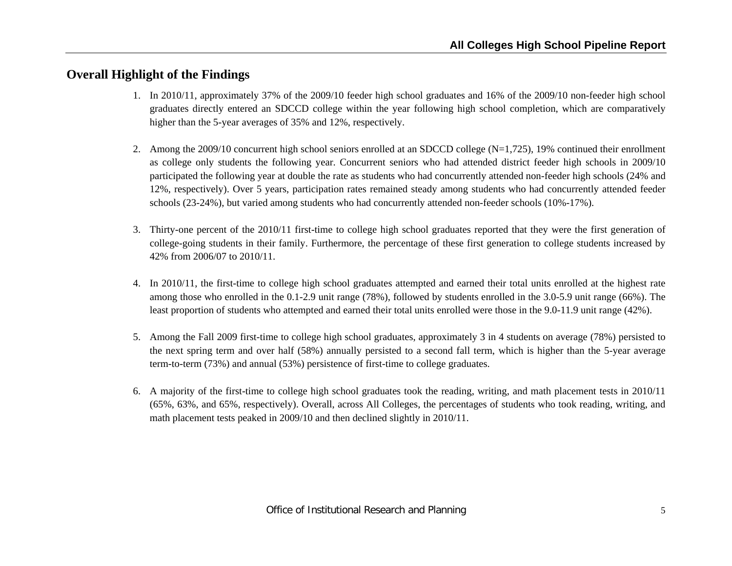## Overall Highlight of the Findings

1. In 2010/11, approximately 37% of the 2009/10 feeder high school graduates and 16% of the 2009/10 non-feeder high school graduates directly entered an SDCCD college within the year following high school completion, which are comparatively higher than the 5-year averages of 35% and 12%, respectively.

2. Among the 2009/10 concurrent high school seniors enrolled at an SDCCD college (N=1,725), 19% continued their enrollment as college only students the following year. Concurrent seniors who had attended district feeder high schools in 2009/10 participated the following year at double the rate as students who had concurrently attended non-feeder high schools (24% and 12%, respectively). Over 5 years, participation rates remained steady among students who had concurrently attended feeder schools (23-24%), but varied among students who had concurrently attended non-feeder schools (10%-17%).

3. Thirty-one percent of the 2010/11 first-time to college high school graduates reported that they were the first generation of college-going students in their family. Furthermore, the percentage of these first generation to college students increased by 42% from 2006/07 to 2010/11.

4. In 2010/11, the first-time to college high school graduates attempted and earned their total units enrolled at the highest rate among those who enrolled in the 0.1-2.9 unit range (78%), followed by students enrolled in the 3.0-5.9 unit range (66%). The least proportion of students who attempted and earned their total units enrolled were those in the 9.0-11.9 unit range (42%).

5. Among the Fall 2009 first-time to college high school graduates, approximately 3 in 4 students on average (78%) persisted to the next spring term and over half (58%) annually persisted to a second fall term, which is higher than the 5-year average term-to-term (73%) and annual (53%) persistence of first-time to college graduates.

6. A majority of the first-time to college high school graduates took the reading, writing, and math placement tests in 2010/11 (65%, 63%, and 65%, respectively). Overall, across All Colleges, the percentages of students who took reading, writing, and math placement tests peaked in 2009/10 and then declined slightly in 2010/11.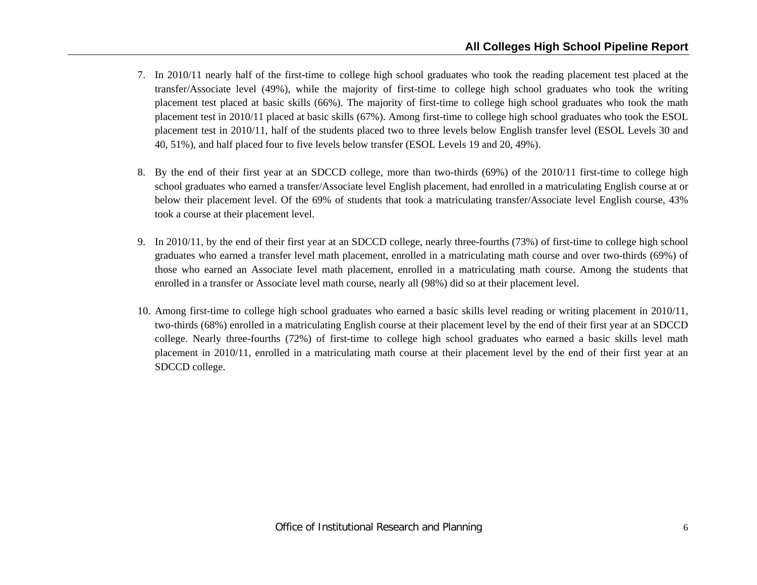7. In 2010/11 nearly half of the first-time to college high school graduates who took the reading placement test placed at the transfer/Associate level (49%), while the majority of first-time to college high school graduates who took the writing placement test placed at basic skills (66%). The majority of first-time to college high school graduates who took the math placement test in 2010/11 placed at basic skills (67%). Among first-time to college high school graduates who took the ESOL placement test in 2010/11, half of the students placed two to three levels below English transfer level (ESOL Levels 30 and 40, 51%), and half placed four to five levels below transfer (ESOL Levels 19 and 20, 49%).

8. By the end of their first year at an SDCCD college, more than two-thirds (69%) of the 2010/11 first-time to college high school graduates who earned a transfer/Associate level English placement, had enrolled in a matriculating English course at or below their placement level. Of the 69% of students that took a matriculating transfer/Associate level English course, 43% took a course at their placement level.

9. In 2010/11, by the end of their first year at an SDCCD college, nearly three-fourths (73%) of first-time to college high school graduates who earned a transfer level math placement, enrolled in a matriculating math course and over two-thirds (69%) of those who earned an Associate level math placement, enrolled in a matriculating math course. Among the students that enrolled in a transfer or Associate level math course, nearly all (98%) did so at their placement level.

10. Among first-time to college high school graduates who earned a basic skills level reading or writing placement in 2010/11, two-thirds (68%) enrolled in a matriculating English course at their placement level by the end of their first year at an SDCCD college. Nearly three-fourths (72%) of first-time to college high school graduates who earned a basic skills level math placement in 2010/11, enrolled in a matriculating math course at their placement level by the end of their first year at an SDCCD college.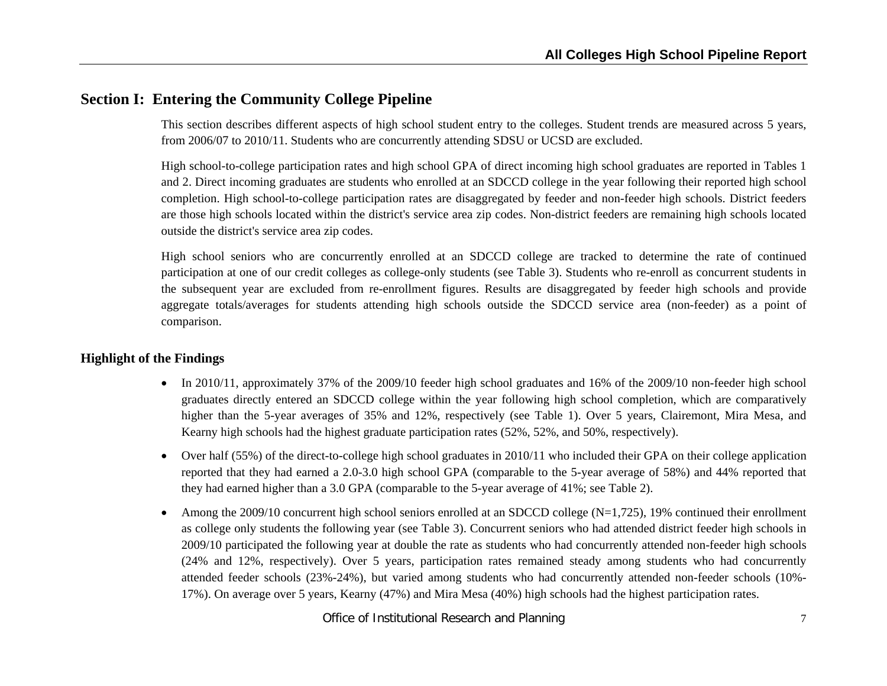## Section I: Entering the Community College Pipeline

This section describes different aspects of high school student entry to the colleges. Student trends are measured across 5 years, from 2006/07 to 2010/11. Students who are concurrently attending SDSU or UCSD are excluded.

High school-to-college participation rates and high school GPA of direct incoming high school graduates are reported in Tables 1 and 2. Direct incoming graduates are students who enrolled at an SDCCD college in the year following their reported high school completion. High school-to-college participation rates are disaggregated by feeder and non-feeder high schools. District feeders are those high schools located within the district's service area zip codes. Non-district feeders are remaining high schools located outside the district's service area zip codes.

High school seniors who are concurrently enrolled at an SDCCD college are tracked to determine the rate of continued participation at one of our credit colleges as college-only students (see Table 3). Students who re-enroll as concurrent students in the subsequent year are excluded from re-enrollment figures. Results are disaggregated by feeder high schools and provide aggregate totals/averages for students attending high schools outside the SDCCD service area (non-feeder) as a point of comparison.

### Highlight of the Findings

- In 2010/11, approximately 37% of the 2009/10 feeder high school graduates and 16% of the 2009/10 non-feeder high school graduates directly entered an SDCCD college within the year following high school completion, which are comparatively higher than the 5-year averages of 35% and 12%, respectively (see Table 1). Over 5 years, Clairemont, Mira Mesa, and Kearny high schools had the highest graduate participation rates (52%, 52%, and 50%, respectively).
- Over half (55%) of the direct-to-college high school graduates in 2010/11 who included their GPA on their college application reported that they had earned a 2.0-3.0 high school GPA (comparable to the 5-year average of 58%) and 44% reported that they had earned higher than a 3.0 GPA (comparable to the 5-year average of 41%; see Table 2).
- Among the 2009/10 concurrent high school seniors enrolled at an SDCCD college (N=1,725), 19% continued their enrollment as college only students the following year (see Table 3). Concurrent seniors who had attended district feeder high schools in 2009/10 participated the following year at double the rate as students who had concurrently attended non-feeder high schools (24% and 12%, respectively). Over 5 years, participation rates remained steady among students who had concurrently attended feeder schools (23%-24%), but varied among students who had concurrently attended non-feeder schools (10%-17%). On average over 5 years, Kearny (47%) and Mira Mesa (40%) high schools had the highest participation rates.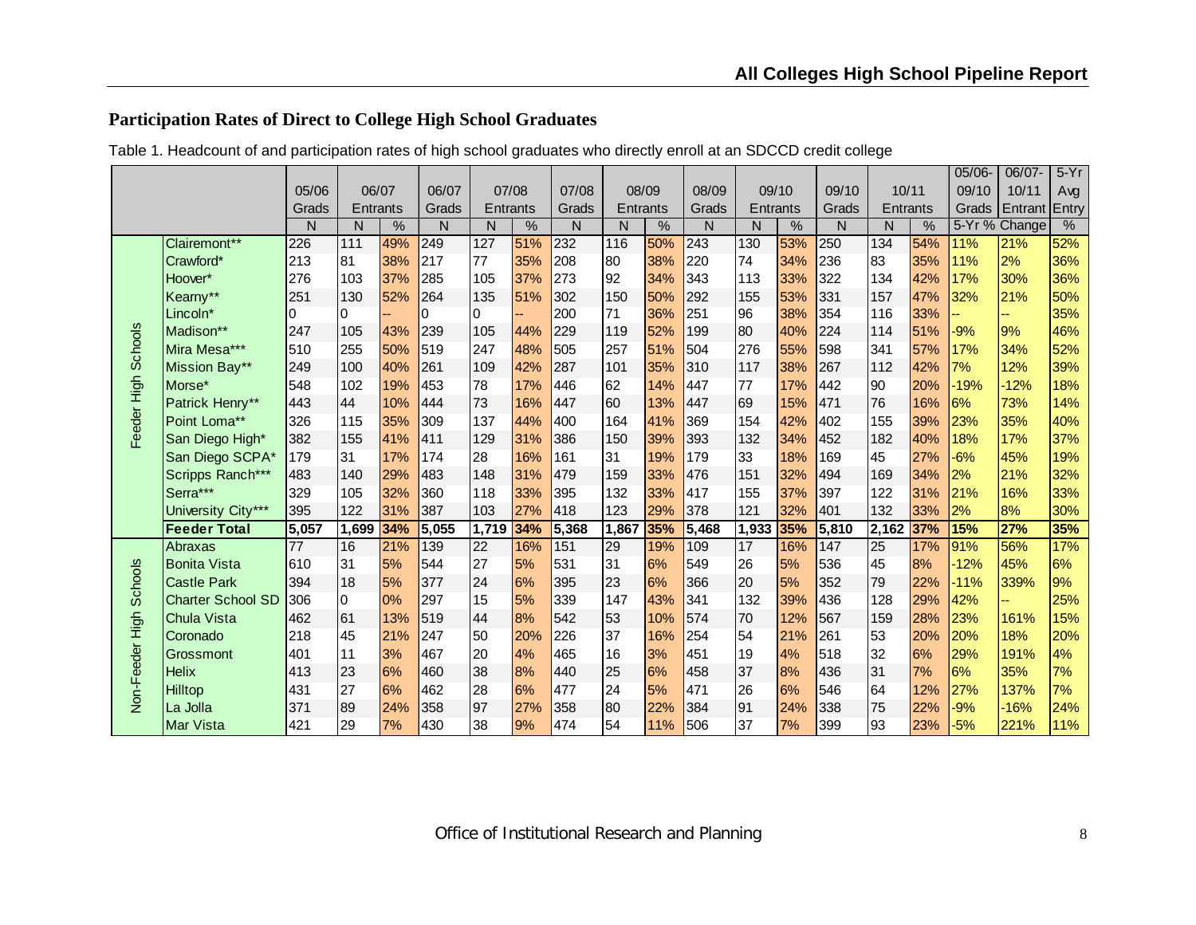## Participation Rates of Direct to College High School Graduates

Table 1. Headcount of and participation rates of high school graduates who directly enroll at an SDCCD credit college

| | | 05/06 Grads | 06/07 Entrants | | 06/07 Grads | 07/08 Entrants | | 07/08 Grads | 08/09 Entrants | | 08/09 Grads | 09/10 Entrants | | 09/10 Grads | 10/11 Entrants | | 05/06-09/10 Grads | 06/07-10/11 Entrant | 5-Yr Avg Entry |
|---|---|---|---|---|---|---|---|---|---|---|---|---|---|---|---|---|---|---|---|
| | | N | N | % | N | N | % | N | N | % | N | N | % | N | N | % | 5-Yr % Change | | % |
| Feeder High Schools | Clairemont** | 226 | 111 | 49% | 249 | 127 | 51% | 232 | 116 | 50% | 243 | 130 | 53% | 250 | 134 | 54% | 11% | 21% | 52% |
| | Crawford* | 213 | 81 | 38% | 217 | 77 | 35% | 208 | 80 | 38% | 220 | 74 | 34% | 236 | 83 | 35% | 11% | 2% | 36% |
| | Hoover* | 276 | 103 | 37% | 285 | 105 | 37% | 273 | 92 | 34% | 343 | 113 | 33% | 322 | 134 | 42% | 17% | 30% | 36% |
| | Kearny** | 251 | 130 | 52% | 264 | 135 | 51% | 302 | 150 | 50% | 292 | 155 | 53% | 331 | 157 | 47% | 32% | 21% | 50% |
| | Lincoln* | 0 | 0 | -- | 0 | 0 | -- | 200 | 71 | 36% | 251 | 96 | 38% | 354 | 116 | 33% | -- | -- | 35% |
| | Madison** | 247 | 105 | 43% | 239 | 105 | 44% | 229 | 119 | 52% | 199 | 80 | 40% | 224 | 114 | 51% | -9% | 9% | 46% |
| | Mira Mesa*** | 510 | 255 | 50% | 519 | 247 | 48% | 505 | 257 | 51% | 504 | 276 | 55% | 598 | 341 | 57% | 17% | 34% | 52% |
| | Mission Bay** | 249 | 100 | 40% | 261 | 109 | 42% | 287 | 101 | 35% | 310 | 117 | 38% | 267 | 112 | 42% | 7% | 12% | 39% |
| | Morse* | 548 | 102 | 19% | 453 | 78 | 17% | 446 | 62 | 14% | 447 | 77 | 17% | 442 | 90 | 20% | -19% | -12% | 18% |
| | Patrick Henry** | 443 | 44 | 10% | 444 | 73 | 16% | 447 | 60 | 13% | 447 | 69 | 15% | 471 | 76 | 16% | 6% | 73% | 14% |
| | Point Loma** | 326 | 115 | 35% | 309 | 137 | 44% | 400 | 164 | 41% | 369 | 154 | 42% | 402 | 155 | 39% | 23% | 35% | 40% |
| | San Diego High* | 382 | 155 | 41% | 411 | 129 | 31% | 386 | 150 | 39% | 393 | 132 | 34% | 452 | 182 | 40% | 18% | 17% | 37% |
| | San Diego SCPA* | 179 | 31 | 17% | 174 | 28 | 16% | 161 | 31 | 19% | 179 | 33 | 18% | 169 | 45 | 27% | -6% | 45% | 19% |
| | Scripps Ranch*** | 483 | 140 | 29% | 483 | 148 | 31% | 479 | 159 | 33% | 476 | 151 | 32% | 494 | 169 | 34% | 2% | 21% | 32% |
| | Serra*** | 329 | 105 | 32% | 360 | 118 | 33% | 395 | 132 | 33% | 417 | 155 | 37% | 397 | 122 | 31% | 21% | 16% | 33% |
| | University City*** | 395 | 122 | 31% | 387 | 103 | 27% | 418 | 123 | 29% | 378 | 121 | 32% | 401 | 132 | 33% | 2% | 8% | 30% |
| | **Feeder Total** | **5,057** | **1,699** | **34%** | **5,055** | **1,719** | **34%** | **5,368** | **1,867** | **35%** | **5,468** | **1,933** | **35%** | **5,810** | **2,162** | **37%** | **15%** | **27%** | **35%** |
| Non-Feeder High Schools | Abraxas | 77 | 16 | 21% | 139 | 22 | 16% | 151 | 29 | 19% | 109 | 17 | 16% | 147 | 25 | 17% | 91% | 56% | 17% |
| | Bonita Vista | 610 | 31 | 5% | 544 | 27 | 5% | 531 | 31 | 6% | 549 | 26 | 5% | 536 | 45 | 8% | -12% | 45% | 6% |
| | Castle Park | 394 | 18 | 5% | 377 | 24 | 6% | 395 | 23 | 6% | 366 | 20 | 5% | 352 | 79 | 22% | -11% | 339% | 9% |
| | Charter School SD | 306 | 0 | 0% | 297 | 15 | 5% | 339 | 147 | 43% | 341 | 132 | 39% | 436 | 128 | 29% | 42% | -- | 25% |
| | Chula Vista | 462 | 61 | 13% | 519 | 44 | 8% | 542 | 53 | 10% | 574 | 70 | 12% | 567 | 159 | 28% | 23% | 161% | 15% |
| | Coronado | 218 | 45 | 21% | 247 | 50 | 20% | 226 | 37 | 16% | 254 | 54 | 21% | 261 | 53 | 20% | 20% | 18% | 20% |
| | Grossmont | 401 | 11 | 3% | 467 | 20 | 4% | 465 | 16 | 3% | 451 | 19 | 4% | 518 | 32 | 6% | 29% | 191% | 4% |
| | Helix | 413 | 23 | 6% | 460 | 38 | 8% | 440 | 25 | 6% | 458 | 37 | 8% | 436 | 31 | 7% | 6% | 35% | 7% |
| | Hilltop | 431 | 27 | 6% | 462 | 28 | 6% | 477 | 24 | 5% | 471 | 26 | 6% | 546 | 64 | 12% | 27% | 137% | 7% |
| | La Jolla | 371 | 89 | 24% | 358 | 97 | 27% | 358 | 80 | 22% | 384 | 91 | 24% | 338 | 75 | 22% | -9% | -16% | 24% |
| | Mar Vista | 421 | 29 | 7% | 430 | 38 | 9% | 474 | 54 | 11% | 506 | 37 | 7% | 399 | 93 | 23% | -5% | 221% | 11% |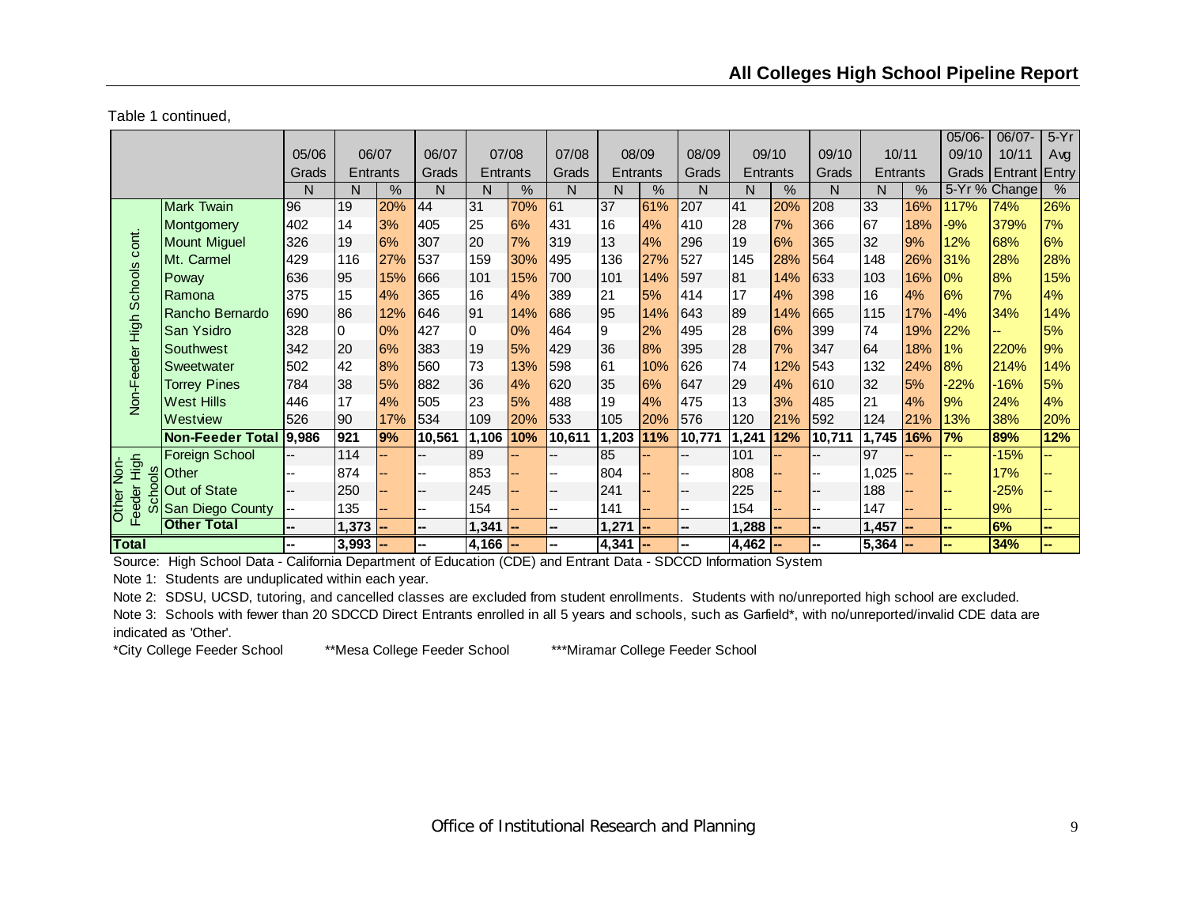## All Colleges High School Pipeline Report

Table 1 continued,

| | | 05/06 Grads | 06/07 Entrants | | 06/07 Grads | 07/08 Entrants | | 07/08 Grads | 08/09 Entrants | | 08/09 Grads | 09/10 Entrants | | 09/10 Grads | 10/11 Entrants | | 05/06-09/10 Grads | 06/07-10/11 Entrant | 5-Yr Avg Entry |
|---|---|---|---|---|---|---|---|---|---|---|---|---|---|---|---|---|---|---|---|
| | | N | N | % | N | N | % | N | N | % | N | N | % | N | N | % | 5-Yr % Change | | % |
| Non-Feeder High Schools cont. | Mark Twain | 96 | 19 | 20% | 44 | 31 | 70% | 61 | 37 | 61% | 207 | 41 | 20% | 208 | 33 | 16% | 117% | 74% | 26% |
| | Montgomery | 402 | 14 | 3% | 405 | 25 | 6% | 431 | 16 | 4% | 410 | 28 | 7% | 366 | 67 | 18% | -9% | 379% | 7% |
| | Mount Miguel | 326 | 19 | 6% | 307 | 20 | 7% | 319 | 13 | 4% | 296 | 19 | 6% | 365 | 32 | 9% | 12% | 68% | 6% |
| | Mt. Carmel | 429 | 116 | 27% | 537 | 159 | 30% | 495 | 136 | 27% | 527 | 145 | 28% | 564 | 148 | 26% | 31% | 28% | 28% |
| | Poway | 636 | 95 | 15% | 666 | 101 | 15% | 700 | 101 | 14% | 597 | 81 | 14% | 633 | 103 | 16% | 0% | 8% | 15% |
| | Ramona | 375 | 15 | 4% | 365 | 16 | 4% | 389 | 21 | 5% | 414 | 17 | 4% | 398 | 16 | 4% | 6% | 7% | 4% |
| | Rancho Bernardo | 690 | 86 | 12% | 646 | 91 | 14% | 686 | 95 | 14% | 643 | 89 | 14% | 665 | 115 | 17% | -4% | 34% | 14% |
| | San Ysidro | 328 | 0 | 0% | 427 | 0 | 0% | 464 | 9 | 2% | 495 | 28 | 6% | 399 | 74 | 19% | 22% | -- | 5% |
| | Southwest | 342 | 20 | 6% | 383 | 19 | 5% | 429 | 36 | 8% | 395 | 28 | 7% | 347 | 64 | 18% | 1% | 220% | 9% |
| | Sweetwater | 502 | 42 | 8% | 560 | 73 | 13% | 598 | 61 | 10% | 626 | 74 | 12% | 543 | 132 | 24% | 8% | 214% | 14% |
| | Torrey Pines | 784 | 38 | 5% | 882 | 36 | 4% | 620 | 35 | 6% | 647 | 29 | 4% | 610 | 32 | 5% | -22% | -16% | 5% |
| | West Hills | 446 | 17 | 4% | 505 | 23 | 5% | 488 | 19 | 4% | 475 | 13 | 3% | 485 | 21 | 4% | 9% | 24% | 4% |
| | Westview | 526 | 90 | 17% | 534 | 109 | 20% | 533 | 105 | 20% | 576 | 120 | 21% | 592 | 124 | 21% | 13% | 38% | 20% |
| | **Non-Feeder Total** | **9,986** | **921** | **9%** | **10,561** | **1,106** | **10%** | **10,611** | **1,203** | **11%** | **10,771** | **1,241** | **12%** | **10,711** | **1,745** | **16%** | **7%** | **89%** | **12%** |
| Other Non-Feeder High Schools | Foreign School | -- | 114 | -- | -- | 89 | -- | -- | 85 | -- | -- | 101 | -- | -- | 97 | -- | -- | -15% | -- |
| | Other | -- | 874 | -- | -- | 853 | -- | -- | 804 | -- | -- | 808 | -- | -- | 1,025 | -- | -- | 17% | -- |
| | Out of State | -- | 250 | -- | -- | 245 | -- | -- | 241 | -- | -- | 225 | -- | -- | 188 | -- | -- | -25% | -- |
| | San Diego County | -- | 135 | -- | -- | 154 | -- | -- | 141 | -- | -- | 154 | -- | -- | 147 | -- | -- | 9% | -- |
| | **Other Total** | **--** | **1,373** | **--** | **--** | **1,341** | **--** | **--** | **1,271** | **--** | **--** | **1,288** | **--** | **--** | **1,457** | **--** | **--** | **6%** | **--** |
| **Total** | | **--** | **3,993** | **--** | **--** | **4,166** | **--** | **--** | **4,341** | **--** | **--** | **4,462** | **--** | **--** | **5,364** | **--** | **--** | **34%** | **--** |

Source: High School Data - California Department of Education (CDE) and Entrant Data - SDCCD Information System

Note 1: Students are unduplicated within each year.

Note 2: SDSU, UCSD, tutoring, and cancelled classes are excluded from student enrollments. Students with no/unreported high school are excluded.

Note 3: Schools with fewer than 20 SDCCD Direct Entrants enrolled in all 5 years and schools, such as Garfield*, with no/unreported/invalid CDE data are indicated as 'Other'.

*City College Feeder School **Mesa College Feeder School ***Miramar College Feeder School

Office of Institutional Research and Planning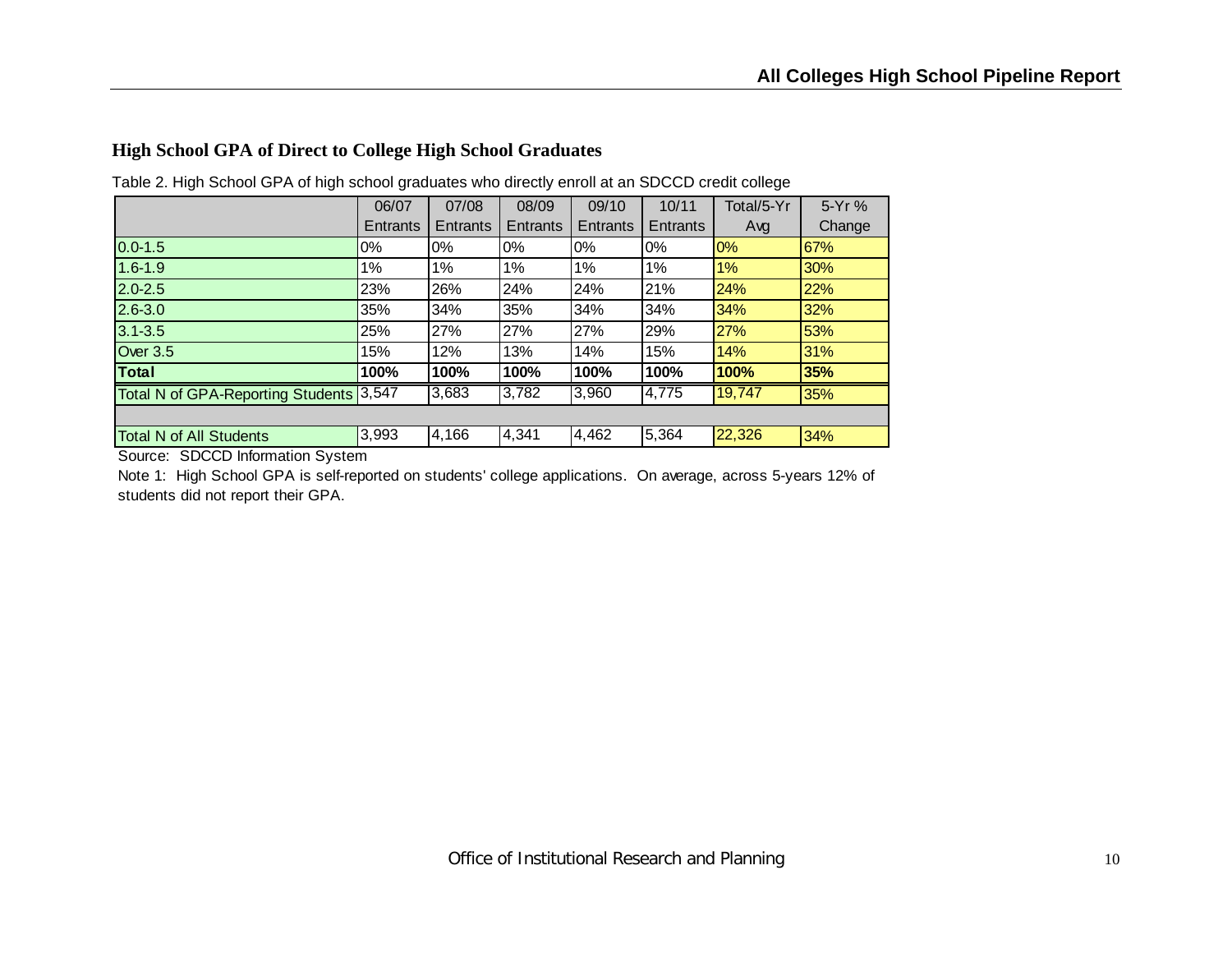## High School GPA of Direct to College High School Graduates

Table 2. High School GPA of high school graduates who directly enroll at an SDCCD credit college

| | 06/07 Entrants | 07/08 Entrants | 08/09 Entrants | 09/10 Entrants | 10/11 Entrants | Total/5-Yr Avg | 5-Yr % Change |
|---|---|---|---|---|---|---|---|
| 0.0-1.5 | 0% | 0% | 0% | 0% | 0% | 0% | 67% |
| 1.6-1.9 | 1% | 1% | 1% | 1% | 1% | 1% | 30% |
| 2.0-2.5 | 23% | 26% | 24% | 24% | 21% | 24% | 22% |
| 2.6-3.0 | 35% | 34% | 35% | 34% | 34% | 34% | 32% |
| 3.1-3.5 | 25% | 27% | 27% | 27% | 29% | 27% | 53% |
| Over 3.5 | 15% | 12% | 13% | 14% | 15% | 14% | 31% |
| **Total** | **100%** | **100%** | **100%** | **100%** | **100%** | **100%** | **35%** |
| Total N of GPA-Reporting Students | 3,547 | 3,683 | 3,782 | 3,960 | 4,775 | 19,747 | 35% |
| | | | | | | | |
| Total N of All Students | 3,993 | 4,166 | 4,341 | 4,462 | 5,364 | 22,326 | 34% |

Source: SDCCD Information System

Note 1: High School GPA is self-reported on students' college applications. On average, across 5-years 12% of students did not report their GPA.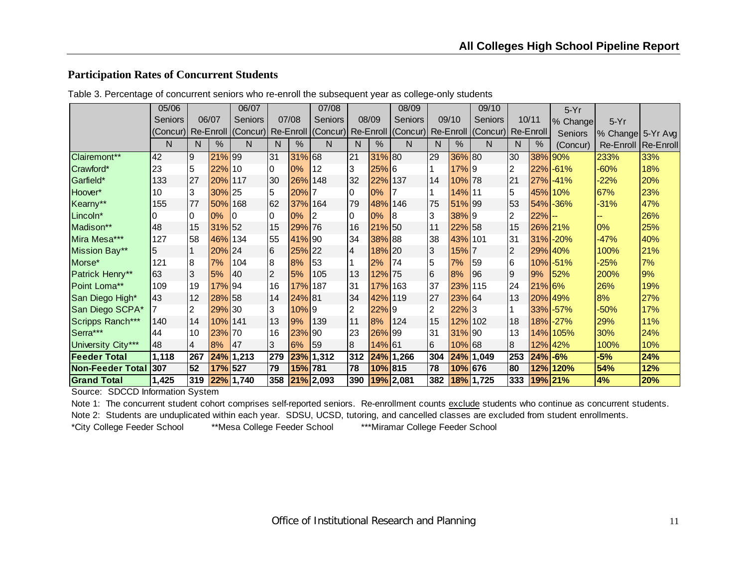## Participation Rates of Concurrent Students

Table 3. Percentage of concurrent seniors who re-enroll the subsequent year as college-only students

| | 05/06 Seniors (Concur) | 06/07 Re-Enroll | | 06/07 Seniors (Concur) | 07/08 Re-Enroll | | 07/08 Seniors (Concur) | 08/09 Re-Enroll | | 08/09 Seniors (Concur) | 09/10 Re-Enroll | | 09/10 Seniors (Concur) | 10/11 Re-Enroll | | 5-Yr % Change Seniors | 5-Yr % Change | 5-Yr Avg |
|---|---|---|---|---|---|---|---|---|---|---|---|---|---|---|---|---|---|---|
| | N | N | % | N | N | % | N | N | % | N | N | % | N | N | % | (Concur) | Re-Enroll | Re-Enroll |
| Clairemont** | 42 | 9 | 21% | 99 | 31 | 31% | 68 | 21 | 31% | 80 | 29 | 36% | 80 | 30 | 38% | 90% | 233% | 33% |
| Crawford* | 23 | 5 | 22% | 10 | 0 | 0% | 12 | 3 | 25% | 6 | 1 | 17% | 9 | 2 | 22% | -61% | -60% | 18% |
| Garfield* | 133 | 27 | 20% | 117 | 30 | 26% | 148 | 32 | 22% | 137 | 14 | 10% | 78 | 21 | 27% | -41% | -22% | 20% |
| Hoover* | 10 | 3 | 30% | 25 | 5 | 20% | 7 | 0 | 0% | 7 | 1 | 14% | 11 | 5 | 45% | 10% | 67% | 23% |
| Kearny** | 155 | 77 | 50% | 168 | 62 | 37% | 164 | 79 | 48% | 146 | 75 | 51% | 99 | 53 | 54% | -36% | -31% | 47% |
| Lincoln* | 0 | 0 | 0% | 0 | 0 | 0% | 2 | 0 | 0% | 8 | 3 | 38% | 9 | 2 | 22% | -- | -- | 26% |
| Madison** | 48 | 15 | 31% | 52 | 15 | 29% | 76 | 16 | 21% | 50 | 11 | 22% | 58 | 15 | 26% | 21% | 0% | 25% |
| Mira Mesa*** | 127 | 58 | 46% | 134 | 55 | 41% | 90 | 34 | 38% | 88 | 38 | 43% | 101 | 31 | 31% | -20% | -47% | 40% |
| Mission Bay** | 5 | 1 | 20% | 24 | 6 | 25% | 22 | 4 | 18% | 20 | 3 | 15% | 7 | 2 | 29% | 40% | 100% | 21% |
| Morse* | 121 | 8 | 7% | 104 | 8 | 8% | 53 | 1 | 2% | 74 | 5 | 7% | 59 | 6 | 10% | -51% | -25% | 7% |
| Patrick Henry** | 63 | 3 | 5% | 40 | 2 | 5% | 105 | 13 | 12% | 75 | 6 | 8% | 96 | 9 | 9% | 52% | 200% | 9% |
| Point Loma** | 109 | 19 | 17% | 94 | 16 | 17% | 187 | 31 | 17% | 163 | 37 | 23% | 115 | 24 | 21% | 6% | 26% | 19% |
| San Diego High* | 43 | 12 | 28% | 58 | 14 | 24% | 81 | 34 | 42% | 119 | 27 | 23% | 64 | 13 | 20% | 49% | 8% | 27% |
| San Diego SCPA* | 7 | 2 | 29% | 30 | 3 | 10% | 9 | 2 | 22% | 9 | 2 | 22% | 3 | 1 | 33% | -57% | -50% | 17% |
| Scripps Ranch*** | 140 | 14 | 10% | 141 | 13 | 9% | 139 | 11 | 8% | 124 | 15 | 12% | 102 | 18 | 18% | -27% | 29% | 11% |
| Serra*** | 44 | 10 | 23% | 70 | 16 | 23% | 90 | 23 | 26% | 99 | 31 | 31% | 90 | 13 | 14% | 105% | 30% | 24% |
| University City*** | 48 | 4 | 8% | 47 | 3 | 6% | 59 | 8 | 14% | 61 | 6 | 10% | 68 | 8 | 12% | 42% | 100% | 10% |
| **Feeder Total** | **1,118** | **267** | **24%** | **1,213** | **279** | **23%** | **1,312** | **312** | **24%** | **1,266** | **304** | **24%** | **1,049** | **253** | **24%** | **-6%** | **-5%** | **24%** |
| **Non-Feeder Total** | **307** | **52** | **17%** | **527** | **79** | **15%** | **781** | **78** | **10%** | **815** | **78** | **10%** | **676** | **80** | **12%** | **120%** | **54%** | **12%** |
| **Grand Total** | **1,425** | **319** | **22%** | **1,740** | **358** | **21%** | **2,093** | **390** | **19%** | **2,081** | **382** | **18%** | **1,725** | **333** | **19%** | **21%** | **4%** | **20%** |

Source: SDCCD Information System

Note 1: The concurrent student cohort comprises self-reported seniors. Re-enrollment counts exclude students who continue as concurrent students.

Note 2: Students are unduplicated within each year. SDSU, UCSD, tutoring, and cancelled classes are excluded from student enrollments.

*City College Feeder School **Mesa College Feeder School ***Miramar College Feeder School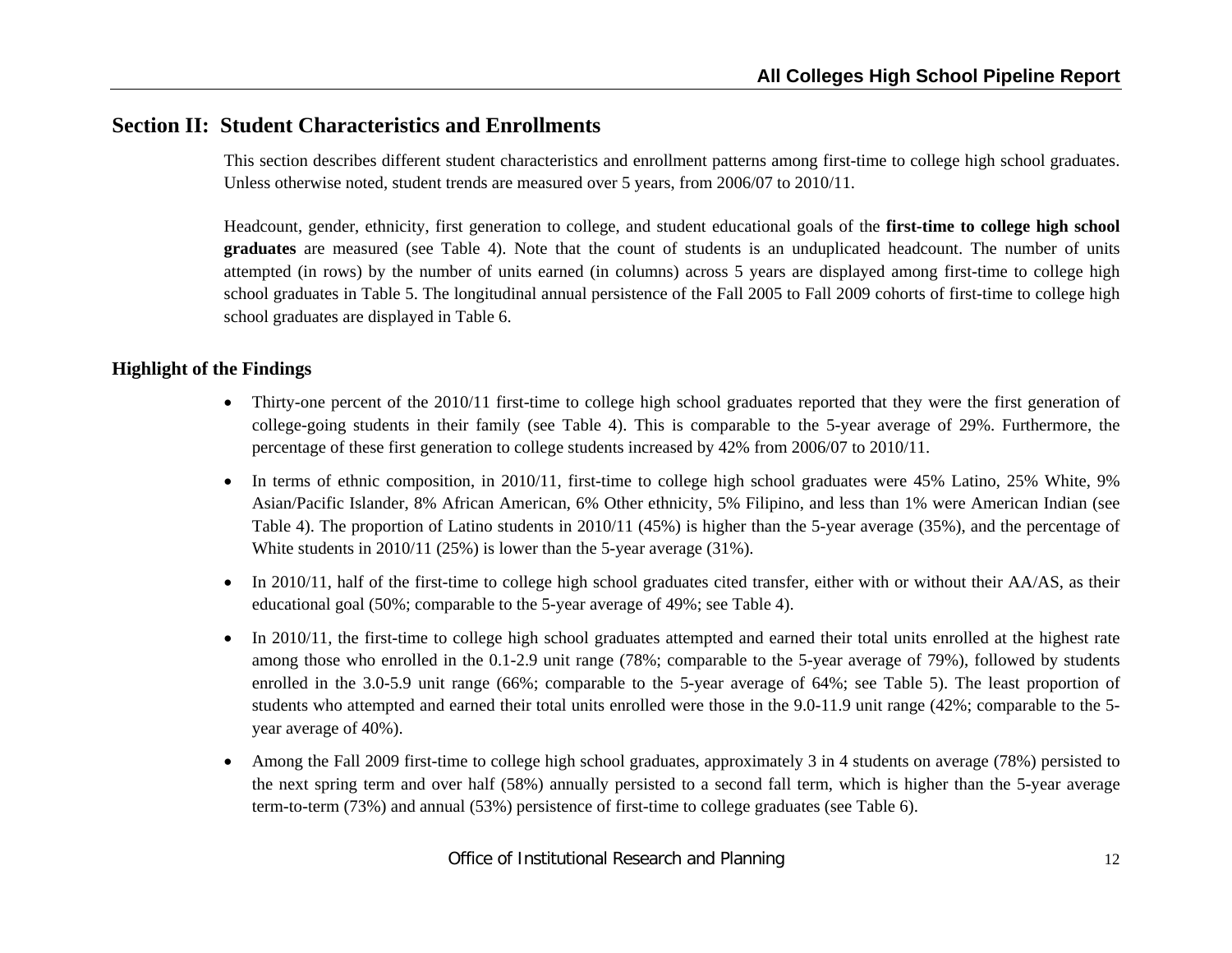## Section II: Student Characteristics and Enrollments

This section describes different student characteristics and enrollment patterns among first-time to college high school graduates. Unless otherwise noted, student trends are measured over 5 years, from 2006/07 to 2010/11.

Headcount, gender, ethnicity, first generation to college, and student educational goals of the **first-time to college high school graduates** are measured (see Table 4). Note that the count of students is an unduplicated headcount. The number of units attempted (in rows) by the number of units earned (in columns) across 5 years are displayed among first-time to college high school graduates in Table 5. The longitudinal annual persistence of the Fall 2005 to Fall 2009 cohorts of first-time to college high school graduates are displayed in Table 6.

### Highlight of the Findings

- Thirty-one percent of the 2010/11 first-time to college high school graduates reported that they were the first generation of college-going students in their family (see Table 4). This is comparable to the 5-year average of 29%. Furthermore, the percentage of these first generation to college students increased by 42% from 2006/07 to 2010/11.
- In terms of ethnic composition, in 2010/11, first-time to college high school graduates were 45% Latino, 25% White, 9% Asian/Pacific Islander, 8% African American, 6% Other ethnicity, 5% Filipino, and less than 1% were American Indian (see Table 4). The proportion of Latino students in 2010/11 (45%) is higher than the 5-year average (35%), and the percentage of White students in 2010/11 (25%) is lower than the 5-year average (31%).
- In 2010/11, half of the first-time to college high school graduates cited transfer, either with or without their AA/AS, as their educational goal (50%; comparable to the 5-year average of 49%; see Table 4).
- In 2010/11, the first-time to college high school graduates attempted and earned their total units enrolled at the highest rate among those who enrolled in the 0.1-2.9 unit range (78%; comparable to the 5-year average of 79%), followed by students enrolled in the 3.0-5.9 unit range (66%; comparable to the 5-year average of 64%; see Table 5). The least proportion of students who attempted and earned their total units enrolled were those in the 9.0-11.9 unit range (42%; comparable to the 5-year average of 40%).
- Among the Fall 2009 first-time to college high school graduates, approximately 3 in 4 students on average (78%) persisted to the next spring term and over half (58%) annually persisted to a second fall term, which is higher than the 5-year average term-to-term (73%) and annual (53%) persistence of first-time to college graduates (see Table 6).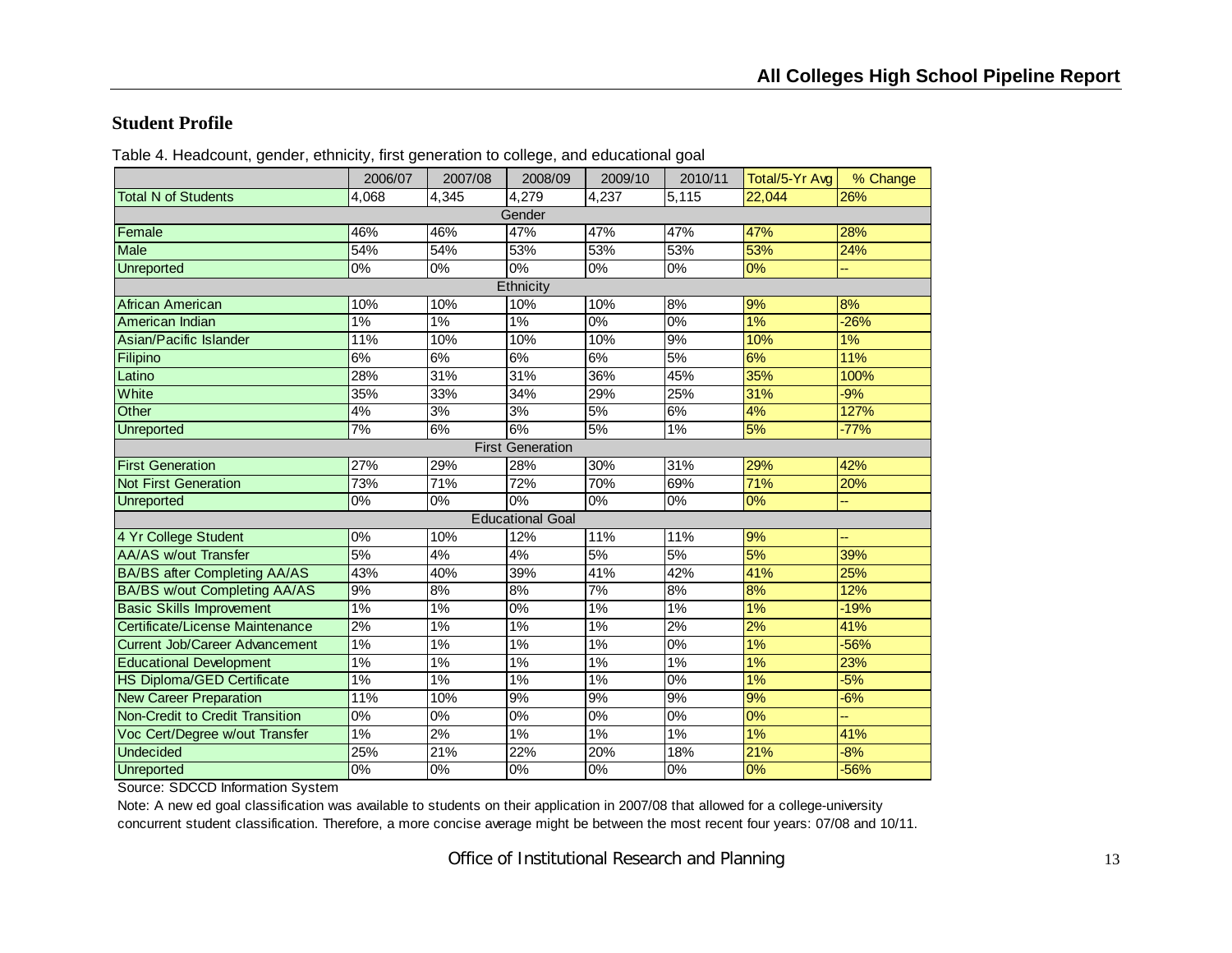## Student Profile

Table 4. Headcount, gender, ethnicity, first generation to college, and educational goal

| | 2006/07 | 2007/08 | 2008/09 | 2009/10 | 2010/11 | Total/5-Yr Avg | % Change |
|---|---|---|---|---|---|---|---|
| Total N of Students | 4,068 | 4,345 | 4,279 | 4,237 | 5,115 | 22,044 | 26% |
| **Gender** | | | | | | | |
| Female | 46% | 46% | 47% | 47% | 47% | 47% | 28% |
| Male | 54% | 54% | 53% | 53% | 53% | 53% | 24% |
| Unreported | 0% | 0% | 0% | 0% | 0% | 0% | -- |
| **Ethnicity** | | | | | | | |
| African American | 10% | 10% | 10% | 10% | 8% | 9% | 8% |
| American Indian | 1% | 1% | 1% | 0% | 0% | 1% | -26% |
| Asian/Pacific Islander | 11% | 10% | 10% | 10% | 9% | 10% | 1% |
| Filipino | 6% | 6% | 6% | 6% | 5% | 6% | 11% |
| Latino | 28% | 31% | 31% | 36% | 45% | 35% | 100% |
| White | 35% | 33% | 34% | 29% | 25% | 31% | -9% |
| Other | 4% | 3% | 3% | 5% | 6% | 4% | 127% |
| Unreported | 7% | 6% | 6% | 5% | 1% | 5% | -77% |
| **First Generation** | | | | | | | |
| First Generation | 27% | 29% | 28% | 30% | 31% | 29% | 42% |
| Not First Generation | 73% | 71% | 72% | 70% | 69% | 71% | 20% |
| Unreported | 0% | 0% | 0% | 0% | 0% | 0% | -- |
| **Educational Goal** | | | | | | | |
| 4 Yr College Student | 0% | 10% | 12% | 11% | 11% | 9% | -- |
| AA/AS w/out Transfer | 5% | 4% | 4% | 5% | 5% | 5% | 39% |
| BA/BS after Completing AA/AS | 43% | 40% | 39% | 41% | 42% | 41% | 25% |
| BA/BS w/out Completing AA/AS | 9% | 8% | 8% | 7% | 8% | 8% | 12% |
| Basic Skills Improvement | 1% | 1% | 0% | 1% | 1% | 1% | -19% |
| Certificate/License Maintenance | 2% | 1% | 1% | 1% | 2% | 2% | 41% |
| Current Job/Career Advancement | 1% | 1% | 1% | 1% | 0% | 1% | -56% |
| Educational Development | 1% | 1% | 1% | 1% | 1% | 1% | 23% |
| HS Diploma/GED Certificate | 1% | 1% | 1% | 1% | 0% | 1% | -5% |
| New Career Preparation | 11% | 10% | 9% | 9% | 9% | 9% | -6% |
| Non-Credit to Credit Transition | 0% | 0% | 0% | 0% | 0% | 0% | -- |
| Voc Cert/Degree w/out Transfer | 1% | 2% | 1% | 1% | 1% | 1% | 41% |
| Undecided | 25% | 21% | 22% | 20% | 18% | 21% | -8% |
| Unreported | 0% | 0% | 0% | 0% | 0% | 0% | -56% |

Source: SDCCD Information System

Note: A new ed goal classification was available to students on their application in 2007/08 that allowed for a college-university concurrent student classification. Therefore, a more concise average might be between the most recent four years: 07/08 and 10/11.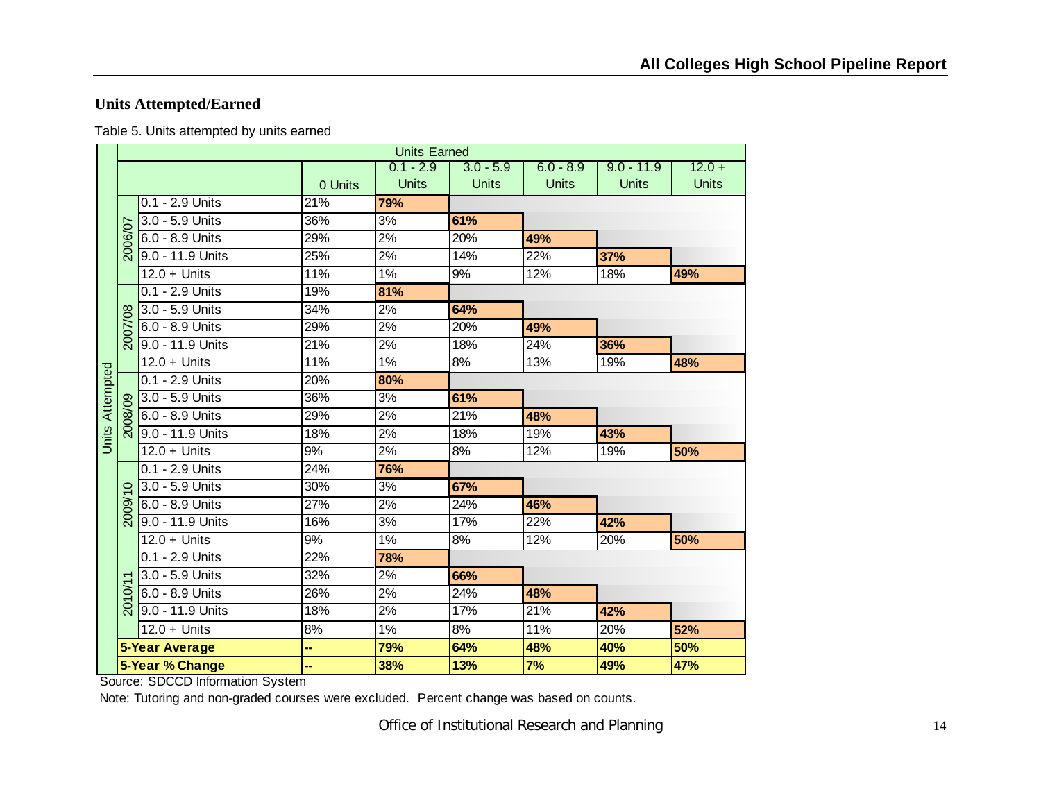## Units Attempted/Earned

Table 5. Units attempted by units earned

| Units Attempted | | Units Earned | | | | | |
|---|---|---|---|---|---|---|---|
| | | 0 Units | 0.1 - 2.9 Units | 3.0 - 5.9 Units | 6.0 - 8.9 Units | 9.0 - 11.9 Units | 12.0 + Units |
| 2006/07 | 0.1 - 2.9 Units | 21% | **79%** | | | | |
| | 3.0 - 5.9 Units | 36% | 3% | **61%** | | | |
| | 6.0 - 8.9 Units | 29% | 2% | 20% | **49%** | | |
| | 9.0 - 11.9 Units | 25% | 2% | 14% | 22% | **37%** | |
| | 12.0 + Units | 11% | 1% | 9% | 12% | 18% | **49%** |
| 2007/08 | 0.1 - 2.9 Units | 19% | **81%** | | | | |
| | 3.0 - 5.9 Units | 34% | 2% | **64%** | | | |
| | 6.0 - 8.9 Units | 29% | 2% | 20% | **49%** | | |
| | 9.0 - 11.9 Units | 21% | 2% | 18% | 24% | **36%** | |
| | 12.0 + Units | 11% | 1% | 8% | 13% | 19% | **48%** |
| 2008/09 | 0.1 - 2.9 Units | 20% | **80%** | | | | |
| | 3.0 - 5.9 Units | 36% | 3% | **61%** | | | |
| | 6.0 - 8.9 Units | 29% | 2% | 21% | **48%** | | |
| | 9.0 - 11.9 Units | 18% | 2% | 18% | 19% | **43%** | |
| | 12.0 + Units | 9% | 2% | 8% | 12% | 19% | **50%** |
| 2009/10 | 0.1 - 2.9 Units | 24% | **76%** | | | | |
| | 3.0 - 5.9 Units | 30% | 3% | **67%** | | | |
| | 6.0 - 8.9 Units | 27% | 2% | 24% | **46%** | | |
| | 9.0 - 11.9 Units | 16% | 3% | 17% | 22% | **42%** | |
| | 12.0 + Units | 9% | 1% | 8% | 12% | 20% | **50%** |
| 2010/11 | 0.1 - 2.9 Units | 22% | **78%** | | | | |
| | 3.0 - 5.9 Units | 32% | 2% | **66%** | | | |
| | 6.0 - 8.9 Units | 26% | 2% | 24% | **48%** | | |
| | 9.0 - 11.9 Units | 18% | 2% | 17% | 21% | **42%** | |
| | 12.0 + Units | 8% | 1% | 8% | 11% | 20% | **52%** |
| **5-Year Average** | | **--** | **79%** | **64%** | **48%** | **40%** | **50%** |
| **5-Year % Change** | | **--** | **38%** | **13%** | **7%** | **49%** | **47%** |

Source: SDCCD Information System

Note: Tutoring and non-graded courses were excluded. Percent change was based on counts.

Office of Institutional Research and Planning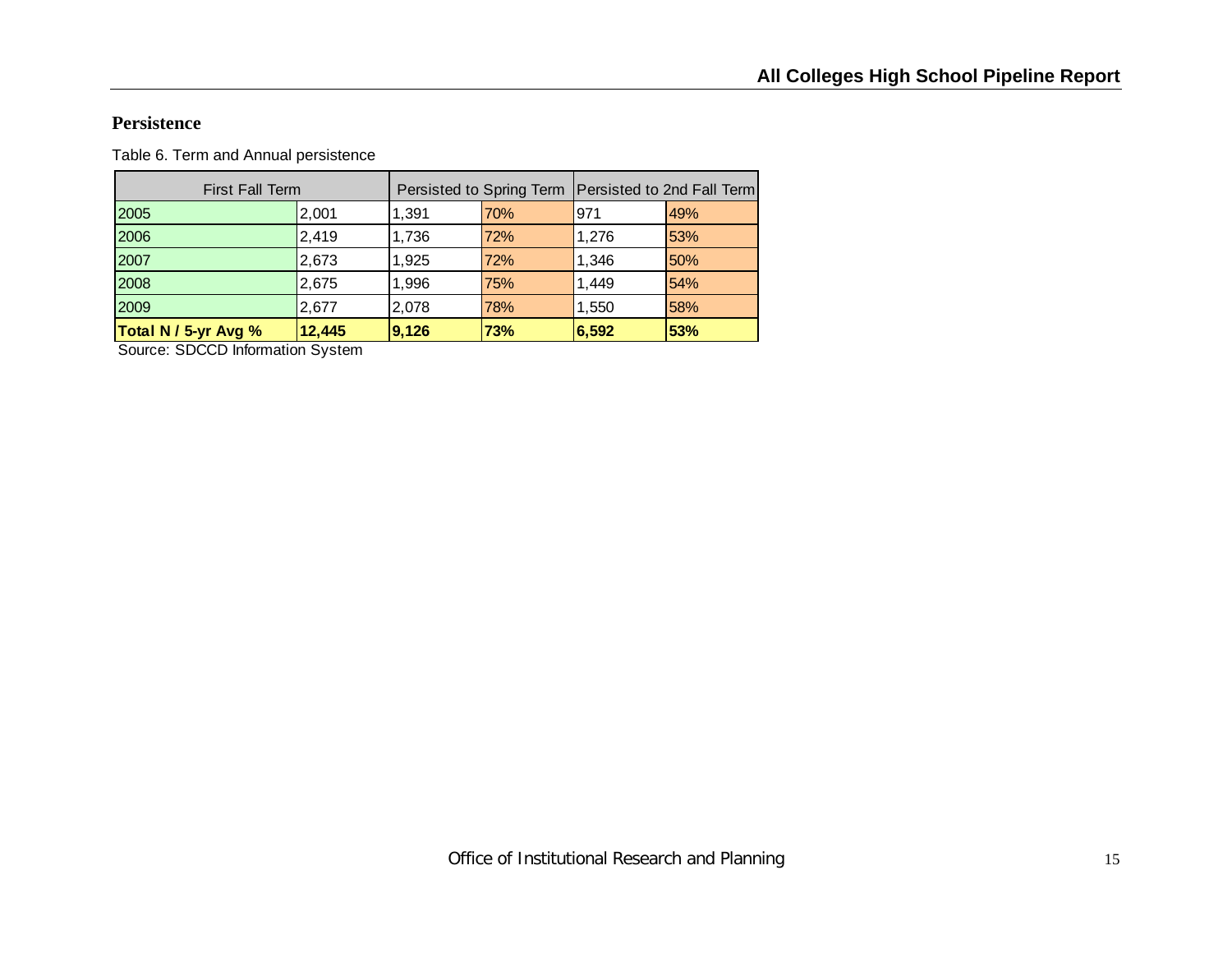## Persistence

Table 6. Term and Annual persistence

| First Fall Term | | Persisted to Spring Term | | Persisted to 2nd Fall Term | |
|---|---|---|---|---|---|
| 2005 | 2,001 | 1,391 | 70% | 971 | 49% |
| 2006 | 2,419 | 1,736 | 72% | 1,276 | 53% |
| 2007 | 2,673 | 1,925 | 72% | 1,346 | 50% |
| 2008 | 2,675 | 1,996 | 75% | 1,449 | 54% |
| 2009 | 2,677 | 2,078 | 78% | 1,550 | 58% |
| **Total N / 5-yr Avg %** | **12,445** | **9,126** | **73%** | **6,592** | **53%** |

Source: SDCCD Information System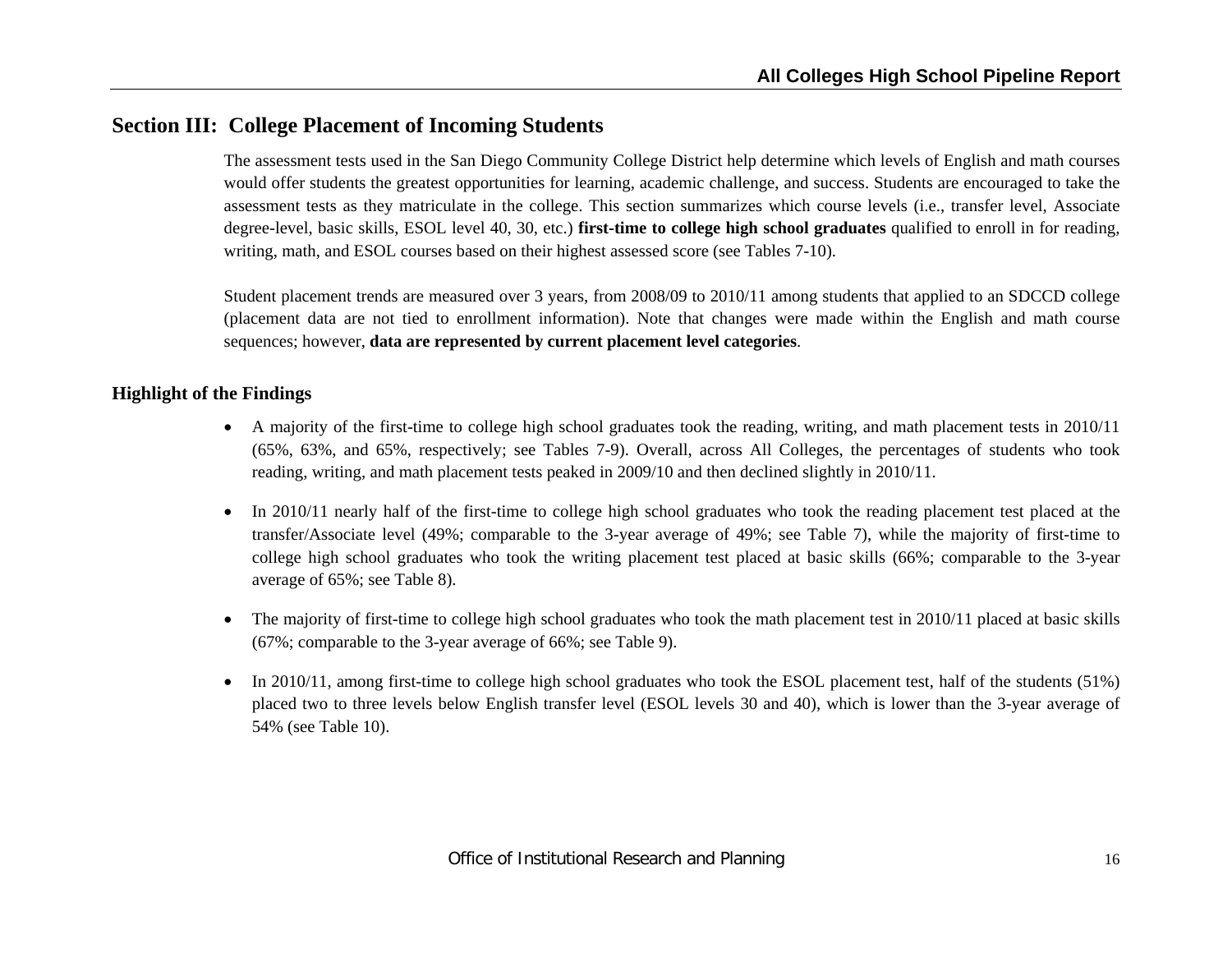## Section III: College Placement of Incoming Students

The assessment tests used in the San Diego Community College District help determine which levels of English and math courses would offer students the greatest opportunities for learning, academic challenge, and success. Students are encouraged to take the assessment tests as they matriculate in the college. This section summarizes which course levels (i.e., transfer level, Associate degree-level, basic skills, ESOL level 40, 30, etc.) **first-time to college high school graduates** qualified to enroll in for reading, writing, math, and ESOL courses based on their highest assessed score (see Tables 7-10).

Student placement trends are measured over 3 years, from 2008/09 to 2010/11 among students that applied to an SDCCD college (placement data are not tied to enrollment information). Note that changes were made within the English and math course sequences; however, **data are represented by current placement level categories**.

### Highlight of the Findings

- A majority of the first-time to college high school graduates took the reading, writing, and math placement tests in 2010/11 (65%, 63%, and 65%, respectively; see Tables 7-9). Overall, across All Colleges, the percentages of students who took reading, writing, and math placement tests peaked in 2009/10 and then declined slightly in 2010/11.
- In 2010/11 nearly half of the first-time to college high school graduates who took the reading placement test placed at the transfer/Associate level (49%; comparable to the 3-year average of 49%; see Table 7), while the majority of first-time to college high school graduates who took the writing placement test placed at basic skills (66%; comparable to the 3-year average of 65%; see Table 8).
- The majority of first-time to college high school graduates who took the math placement test in 2010/11 placed at basic skills (67%; comparable to the 3-year average of 66%; see Table 9).
- In 2010/11, among first-time to college high school graduates who took the ESOL placement test, half of the students (51%) placed two to three levels below English transfer level (ESOL levels 30 and 40), which is lower than the 3-year average of 54% (see Table 10).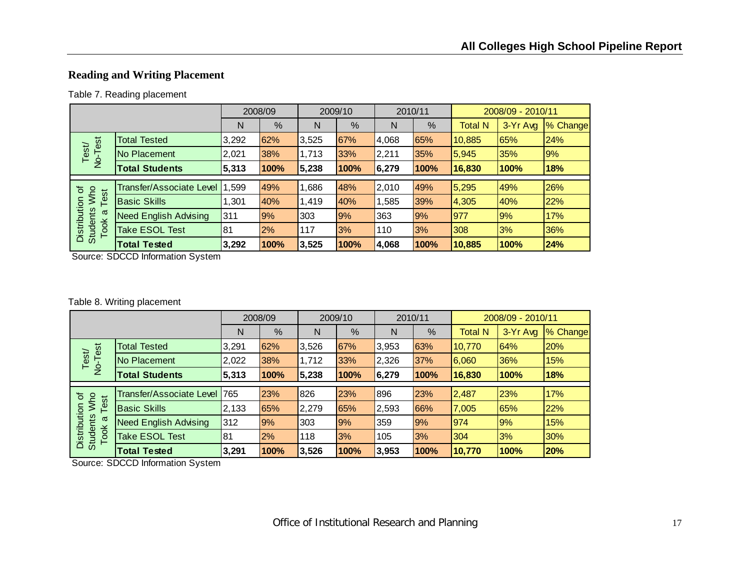## Reading and Writing Placement

Table 7. Reading placement

| | | 2008/09 | | 2009/10 | | 2010/11 | | 2008/09 - 2010/11 | | |
|---|---|---|---|---|---|---|---|---|---|---|
| | | N | % | N | % | N | % | Total N | 3-Yr Avg | % Change |
| Test/ No-Test | Total Tested | 3,292 | 62% | 3,525 | 67% | 4,068 | 65% | 10,885 | 65% | 24% |
| | No Placement | 2,021 | 38% | 1,713 | 33% | 2,211 | 35% | 5,945 | 35% | 9% |
| | **Total Students** | **5,313** | **100%** | **5,238** | **100%** | **6,279** | **100%** | **16,830** | **100%** | **18%** |
| Distribution of Students Who Took a Test | Transfer/Associate Level | 1,599 | 49% | 1,686 | 48% | 2,010 | 49% | 5,295 | 49% | 26% |
| | Basic Skills | 1,301 | 40% | 1,419 | 40% | 1,585 | 39% | 4,305 | 40% | 22% |
| | Need English Advising | 311 | 9% | 303 | 9% | 363 | 9% | 977 | 9% | 17% |
| | Take ESOL Test | 81 | 2% | 117 | 3% | 110 | 3% | 308 | 3% | 36% |
| | **Total Tested** | **3,292** | **100%** | **3,525** | **100%** | **4,068** | **100%** | **10,885** | **100%** | **24%** |

Source: SDCCD Information System

Table 8. Writing placement

| | | 2008/09 | | 2009/10 | | 2010/11 | | 2008/09 - 2010/11 | | |
|---|---|---|---|---|---|---|---|---|---|---|
| | | N | % | N | % | N | % | Total N | 3-Yr Avg | % Change |
| Test/ No-Test | Total Tested | 3,291 | 62% | 3,526 | 67% | 3,953 | 63% | 10,770 | 64% | 20% |
| | No Placement | 2,022 | 38% | 1,712 | 33% | 2,326 | 37% | 6,060 | 36% | 15% |
| | **Total Students** | **5,313** | **100%** | **5,238** | **100%** | **6,279** | **100%** | **16,830** | **100%** | **18%** |
| Distribution of Students Who Took a Test | Transfer/Associate Level | 765 | 23% | 826 | 23% | 896 | 23% | 2,487 | 23% | 17% |
| | Basic Skills | 2,133 | 65% | 2,279 | 65% | 2,593 | 66% | 7,005 | 65% | 22% |
| | Need English Advising | 312 | 9% | 303 | 9% | 359 | 9% | 974 | 9% | 15% |
| | Take ESOL Test | 81 | 2% | 118 | 3% | 105 | 3% | 304 | 3% | 30% |
| | **Total Tested** | **3,291** | **100%** | **3,526** | **100%** | **3,953** | **100%** | **10,770** | **100%** | **20%** |

Source: SDCCD Information System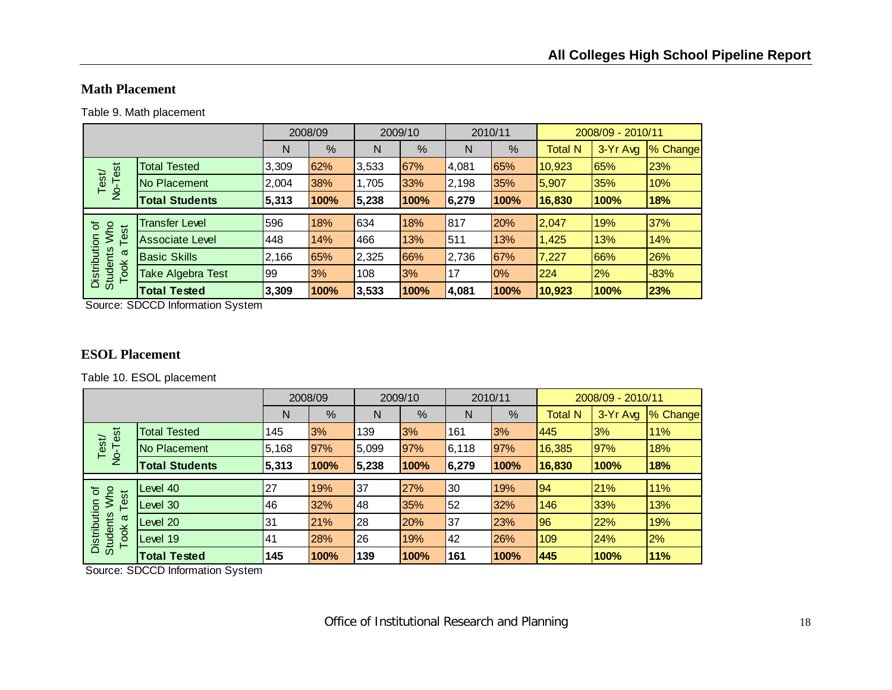## Math Placement

Table 9. Math placement

| | | 2008/09 | | 2009/10 | | 2010/11 | | 2008/09 - 2010/11 | | |
|---|---|---|---|---|---|---|---|---|---|---|
| | | N | % | N | % | N | % | Total N | 3-Yr Avg | % Change |
| Test/ No-Test | Total Tested | 3,309 | 62% | 3,533 | 67% | 4,081 | 65% | 10,923 | 65% | 23% |
| | No Placement | 2,004 | 38% | 1,705 | 33% | 2,198 | 35% | 5,907 | 35% | 10% |
| | **Total Students** | **5,313** | **100%** | **5,238** | **100%** | **6,279** | **100%** | **16,830** | **100%** | **18%** |
| Distribution of Students Who Took a Test | Transfer Level | 596 | 18% | 634 | 18% | 817 | 20% | 2,047 | 19% | 37% |
| | Associate Level | 448 | 14% | 466 | 13% | 511 | 13% | 1,425 | 13% | 14% |
| | Basic Skills | 2,166 | 65% | 2,325 | 66% | 2,736 | 67% | 7,227 | 66% | 26% |
| | Take Algebra Test | 99 | 3% | 108 | 3% | 17 | 0% | 224 | 2% | -83% |
| | **Total Tested** | **3,309** | **100%** | **3,533** | **100%** | **4,081** | **100%** | **10,923** | **100%** | **23%** |

Source: SDCCD Information System

## ESOL Placement

Table 10. ESOL placement

| | | 2008/09 | | 2009/10 | | 2010/11 | | 2008/09 - 2010/11 | | |
|---|---|---|---|---|---|---|---|---|---|---|
| | | N | % | N | % | N | % | Total N | 3-Yr Avg | % Change |
| Test/ No-Test | Total Tested | 145 | 3% | 139 | 3% | 161 | 3% | 445 | 3% | 11% |
| | No Placement | 5,168 | 97% | 5,099 | 97% | 6,118 | 97% | 16,385 | 97% | 18% |
| | **Total Students** | **5,313** | **100%** | **5,238** | **100%** | **6,279** | **100%** | **16,830** | **100%** | **18%** |
| Distribution of Students Who Took a Test | Level 40 | 27 | 19% | 37 | 27% | 30 | 19% | 94 | 21% | 11% |
| | Level 30 | 46 | 32% | 48 | 35% | 52 | 32% | 146 | 33% | 13% |
| | Level 20 | 31 | 21% | 28 | 20% | 37 | 23% | 96 | 22% | 19% |
| | Level 19 | 41 | 28% | 26 | 19% | 42 | 26% | 109 | 24% | 2% |
| | **Total Tested** | **145** | **100%** | **139** | **100%** | **161** | **100%** | **445** | **100%** | **11%** |

Source: SDCCD Information System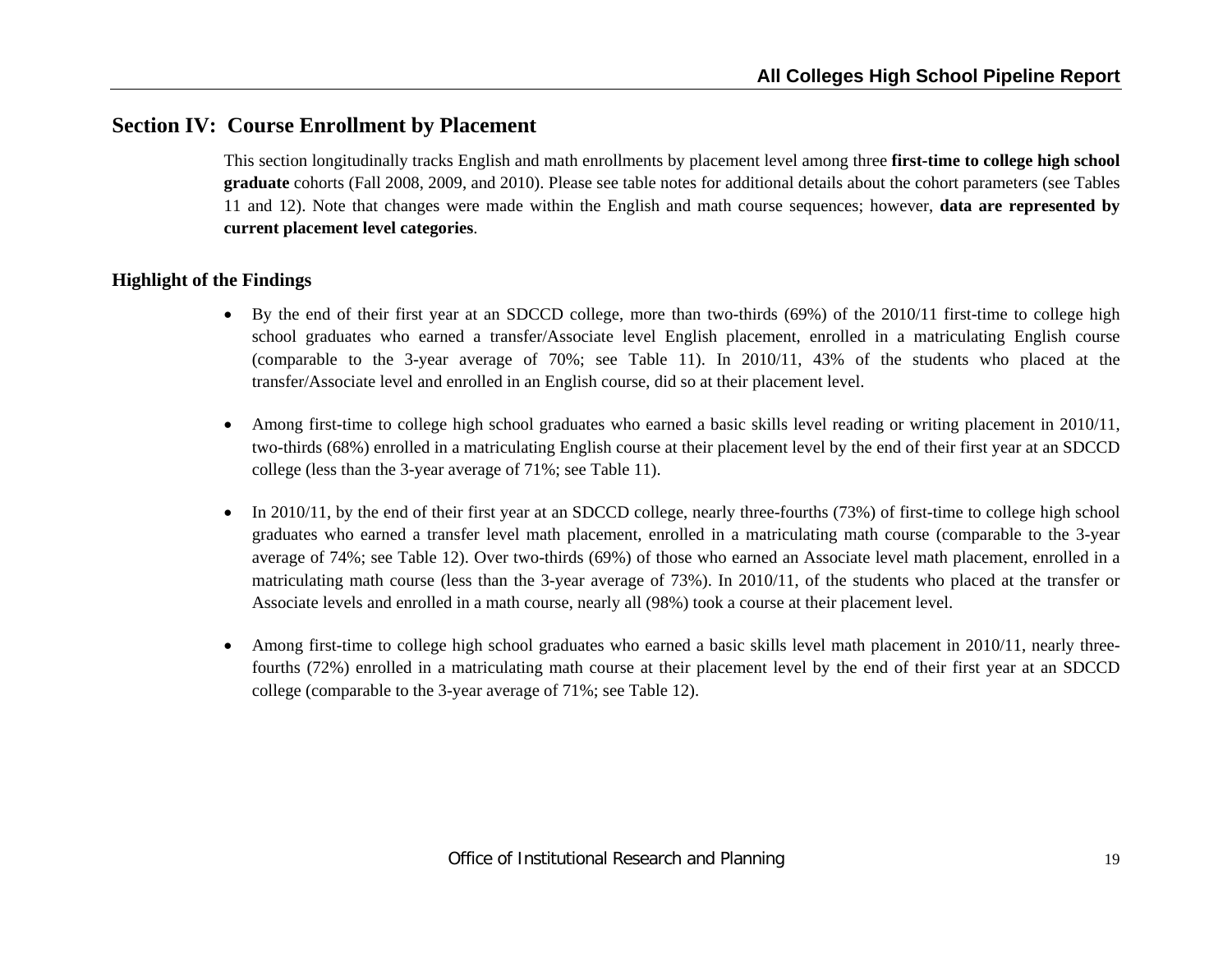## Section IV: Course Enrollment by Placement

This section longitudinally tracks English and math enrollments by placement level among three **first-time to college high school graduate** cohorts (Fall 2008, 2009, and 2010). Please see table notes for additional details about the cohort parameters (see Tables 11 and 12). Note that changes were made within the English and math course sequences; however, **data are represented by current placement level categories**.

### Highlight of the Findings

- By the end of their first year at an SDCCD college, more than two-thirds (69%) of the 2010/11 first-time to college high school graduates who earned a transfer/Associate level English placement, enrolled in a matriculating English course (comparable to the 3-year average of 70%; see Table 11). In 2010/11, 43% of the students who placed at the transfer/Associate level and enrolled in an English course, did so at their placement level.

- Among first-time to college high school graduates who earned a basic skills level reading or writing placement in 2010/11, two-thirds (68%) enrolled in a matriculating English course at their placement level by the end of their first year at an SDCCD college (less than the 3-year average of 71%; see Table 11).

- In 2010/11, by the end of their first year at an SDCCD college, nearly three-fourths (73%) of first-time to college high school graduates who earned a transfer level math placement, enrolled in a matriculating math course (comparable to the 3-year average of 74%; see Table 12). Over two-thirds (69%) of those who earned an Associate level math placement, enrolled in a matriculating math course (less than the 3-year average of 73%). In 2010/11, of the students who placed at the transfer or Associate levels and enrolled in a math course, nearly all (98%) took a course at their placement level.

- Among first-time to college high school graduates who earned a basic skills level math placement in 2010/11, nearly three-fourths (72%) enrolled in a matriculating math course at their placement level by the end of their first year at an SDCCD college (comparable to the 3-year average of 71%; see Table 12).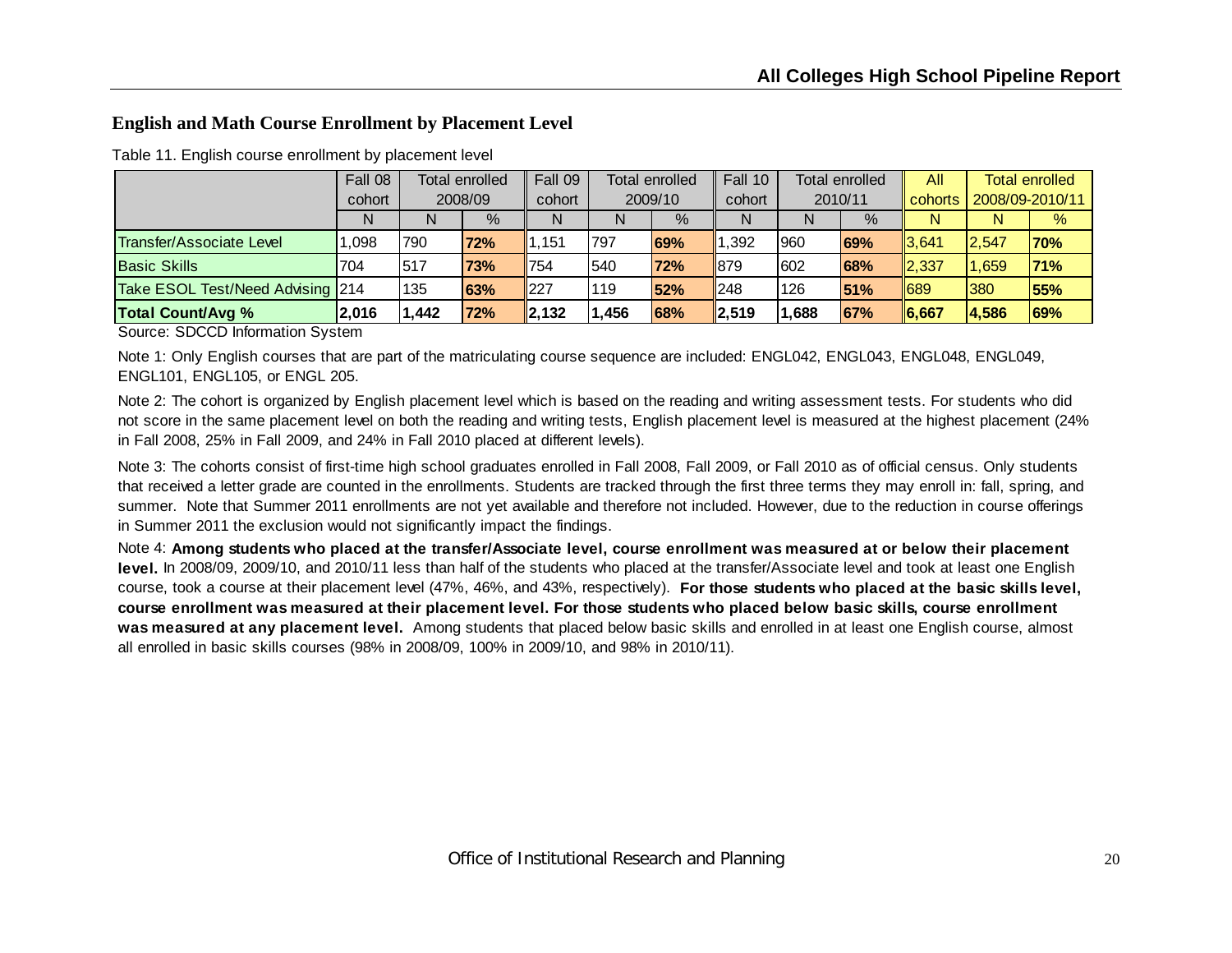## English and Math Course Enrollment by Placement Level

Table 11. English course enrollment by placement level

| | Fall 08 cohort | Total enrolled 2008/09 | | Fall 09 cohort | Total enrolled 2009/10 | | Fall 10 cohort | Total enrolled 2010/11 | | All cohorts | Total enrolled 2008/09-2010/11 | |
|---|---|---|---|---|---|---|---|---|---|---|---|---|
| | N | N | % | N | N | % | N | N | % | N | N | % |
| Transfer/Associate Level | 1,098 | 790 | **72%** | 1,151 | 797 | **69%** | 1,392 | 960 | **69%** | 3,641 | 2,547 | **70%** |
| Basic Skills | 704 | 517 | **73%** | 754 | 540 | **72%** | 879 | 602 | **68%** | 2,337 | 1,659 | **71%** |
| Take ESOL Test/Need Advising | 214 | 135 | **63%** | 227 | 119 | **52%** | 248 | 126 | **51%** | 689 | 380 | **55%** |
| **Total Count/Avg %** | **2,016** | **1,442** | **72%** | **2,132** | **1,456** | **68%** | **2,519** | **1,688** | **67%** | **6,667** | **4,586** | **69%** |

Source: SDCCD Information System

Note 1: Only English courses that are part of the matriculating course sequence are included: ENGL042, ENGL043, ENGL048, ENGL049, ENGL101, ENGL105, or ENGL 205.

Note 2: The cohort is organized by English placement level which is based on the reading and writing assessment tests. For students who did not score in the same placement level on both the reading and writing tests, English placement level is measured at the highest placement (24% in Fall 2008, 25% in Fall 2009, and 24% in Fall 2010 placed at different levels).

Note 3: The cohorts consist of first-time high school graduates enrolled in Fall 2008, Fall 2009, or Fall 2010 as of official census. Only students that received a letter grade are counted in the enrollments. Students are tracked through the first three terms they may enroll in: fall, spring, and summer. Note that Summer 2011 enrollments are not yet available and therefore not included. However, due to the reduction in course offerings in Summer 2011 the exclusion would not significantly impact the findings.

Note 4: **Among students who placed at the transfer/Associate level, course enrollment was measured at or below their placement level.** In 2008/09, 2009/10, and 2010/11 less than half of the students who placed at the transfer/Associate level and took at least one English course, took a course at their placement level (47%, 46%, and 43%, respectively). **For those students who placed at the basic skills level, course enrollment was measured at their placement level. For those students who placed below basic skills, course enrollment was measured at any placement level.** Among students that placed below basic skills and enrolled in at least one English course, almost all enrolled in basic skills courses (98% in 2008/09, 100% in 2009/10, and 98% in 2010/11).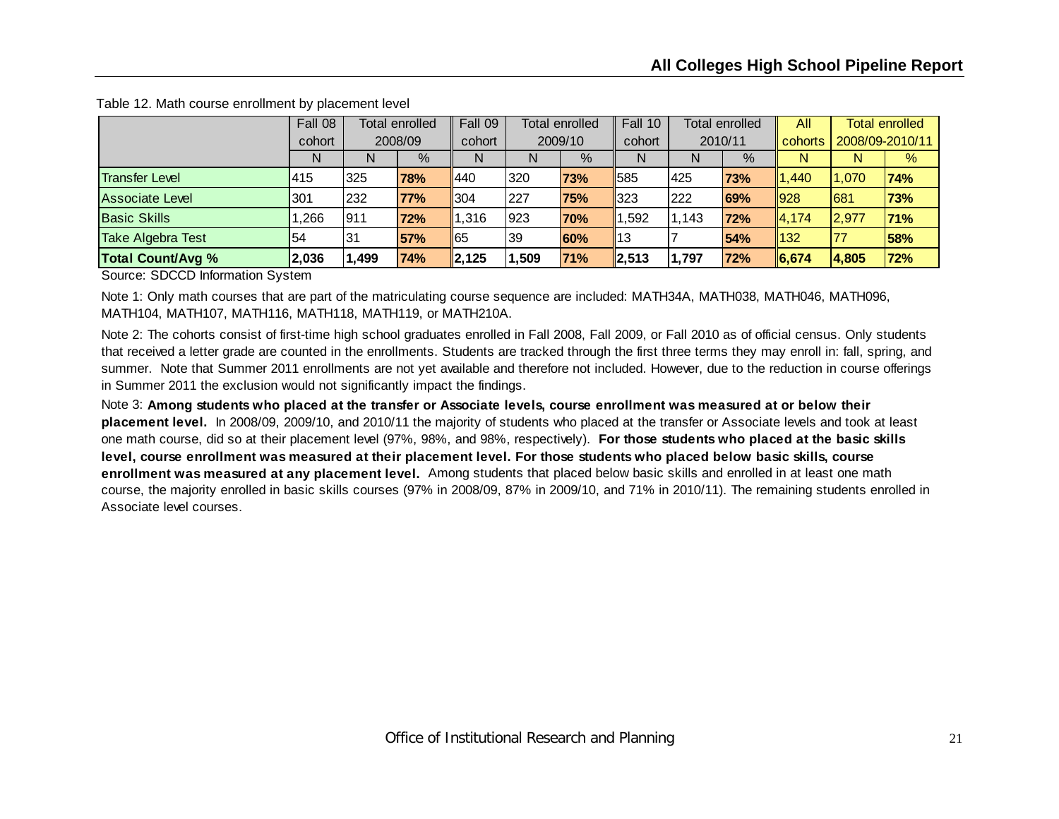Table 12. Math course enrollment by placement level

| | Fall 08 cohort | Total enrolled 2008/09 | | Fall 09 cohort | Total enrolled 2009/10 | | Fall 10 cohort | Total enrolled 2010/11 | | All cohorts | Total enrolled 2008/09-2010/11 | |
|---|---|---|---|---|---|---|---|---|---|---|---|---|
| | N | N | % | N | N | % | N | N | % | N | N | % |
| Transfer Level | 415 | 325 | **78%** | 440 | 320 | **73%** | 585 | 425 | **73%** | 1,440 | 1,070 | **74%** |
| Associate Level | 301 | 232 | **77%** | 304 | 227 | **75%** | 323 | 222 | **69%** | 928 | 681 | **73%** |
| Basic Skills | 1,266 | 911 | **72%** | 1,316 | 923 | **70%** | 1,592 | 1,143 | **72%** | 4,174 | 2,977 | **71%** |
| Take Algebra Test | 54 | 31 | **57%** | 65 | 39 | **60%** | 13 | 7 | **54%** | 132 | 77 | **58%** |
| **Total Count/Avg %** | **2,036** | **1,499** | **74%** | **2,125** | **1,509** | **71%** | **2,513** | **1,797** | **72%** | **6,674** | **4,805** | **72%** |

Source: SDCCD Information System

Note 1: Only math courses that are part of the matriculating course sequence are included: MATH34A, MATH038, MATH046, MATH096, MATH104, MATH107, MATH116, MATH118, MATH119, or MATH210A.

Note 2: The cohorts consist of first-time high school graduates enrolled in Fall 2008, Fall 2009, or Fall 2010 as of official census. Only students that received a letter grade are counted in the enrollments. Students are tracked through the first three terms they may enroll in: fall, spring, and summer. Note that Summer 2011 enrollments are not yet available and therefore not included. However, due to the reduction in course offerings in Summer 2011 the exclusion would not significantly impact the findings.

Note 3: **Among students who placed at the transfer or Associate levels, course enrollment was measured at or below their placement level.** In 2008/09, 2009/10, and 2010/11 the majority of students who placed at the transfer or Associate levels and took at least one math course, did so at their placement level (97%, 98%, and 98%, respectively). **For those students who placed at the basic skills level, course enrollment was measured at their placement level. For those students who placed below basic skills, course enrollment was measured at any placement level.** Among students that placed below basic skills and enrolled in at least one math course, the majority enrolled in basic skills courses (97% in 2008/09, 87% in 2009/10, and 71% in 2010/11). The remaining students enrolled in Associate level courses.